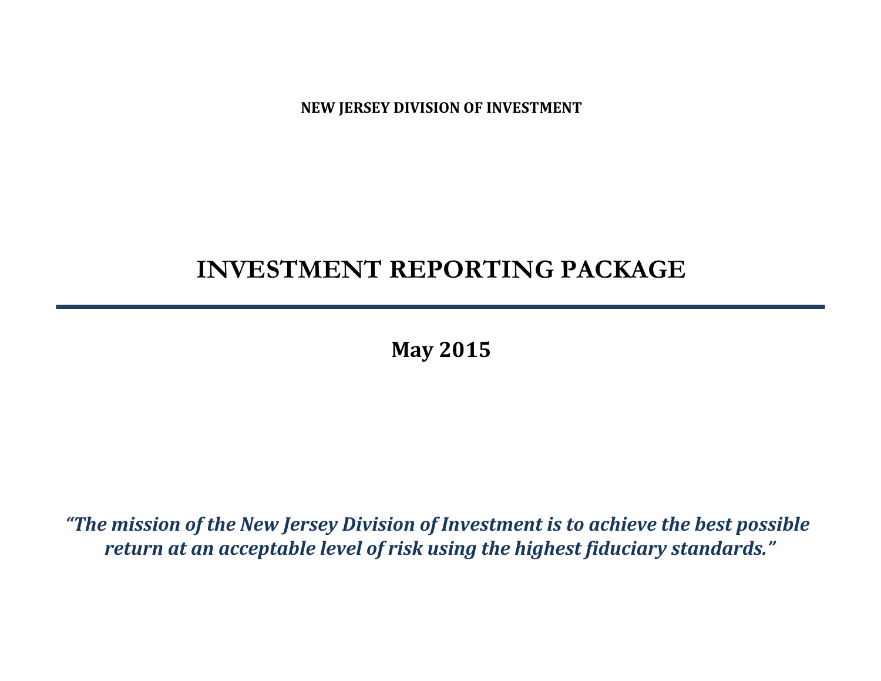**NEW JERSEY DIVISION OF INVESTMENT**

# INVESTMENT REPORTING PACKAGE

---

**May 2015**

***"The mission of the New Jersey Division of Investment is to achieve the best possible return at an acceptable level of risk using the highest fiduciary standards."***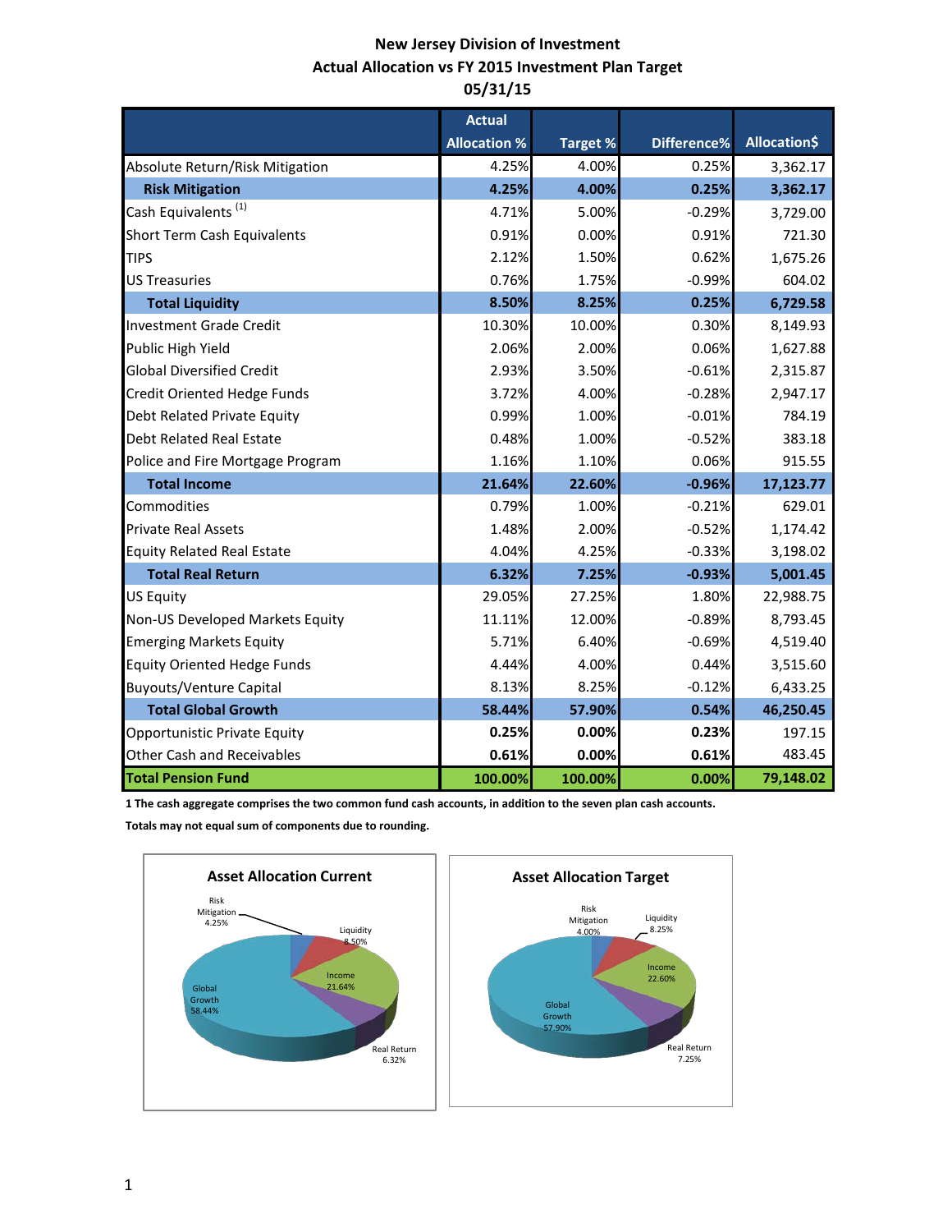# New Jersey Division of Investment
## Actual Allocation vs FY 2015 Investment Plan Target
## 05/31/15

| | Actual Allocation % | Target % | Difference% | Allocation$ |
|---|---|---|---|---|
| Absolute Return/Risk Mitigation | 4.25% | 4.00% | 0.25% | 3,362.17 |
| **Risk Mitigation** | **4.25%** | **4.00%** | **0.25%** | **3,362.17** |
| Cash Equivalents [1] | 4.71% | 5.00% | -0.29% | 3,729.00 |
| Short Term Cash Equivalents | 0.91% | 0.00% | 0.91% | 721.30 |
| TIPS | 2.12% | 1.50% | 0.62% | 1,675.26 |
| US Treasuries | 0.76% | 1.75% | -0.99% | 604.02 |
| **Total Liquidity** | **8.50%** | **8.25%** | **0.25%** | **6,729.58** |
| Investment Grade Credit | 10.30% | 10.00% | 0.30% | 8,149.93 |
| Public High Yield | 2.06% | 2.00% | 0.06% | 1,627.88 |
| Global Diversified Credit | 2.93% | 3.50% | -0.61% | 2,315.87 |
| Credit Oriented Hedge Funds | 3.72% | 4.00% | -0.28% | 2,947.17 |
| Debt Related Private Equity | 0.99% | 1.00% | -0.01% | 784.19 |
| Debt Related Real Estate | 0.48% | 1.00% | -0.52% | 383.18 |
| Police and Fire Mortgage Program | 1.16% | 1.10% | 0.06% | 915.55 |
| **Total Income** | **21.64%** | **22.60%** | **-0.96%** | **17,123.77** |
| Commodities | 0.79% | 1.00% | -0.21% | 629.01 |
| Private Real Assets | 1.48% | 2.00% | -0.52% | 1,174.42 |
| Equity Related Real Estate | 4.04% | 4.25% | -0.33% | 3,198.02 |
| **Total Real Return** | **6.32%** | **7.25%** | **-0.93%** | **5,001.45** |
| US Equity | 29.05% | 27.25% | 1.80% | 22,988.75 |
| Non-US Developed Markets Equity | 11.11% | 12.00% | -0.89% | 8,793.45 |
| Emerging Markets Equity | 5.71% | 6.40% | -0.69% | 4,519.40 |
| Equity Oriented Hedge Funds | 4.44% | 4.00% | 0.44% | 3,515.60 |
| Buyouts/Venture Capital | 8.13% | 8.25% | -0.12% | 6,433.25 |
| **Total Global Growth** | **58.44%** | **57.90%** | **0.54%** | **46,250.45** |
| Opportunistic Private Equity | **0.25%** | **0.00%** | **0.23%** | 197.15 |
| Other Cash and Receivables | **0.61%** | **0.00%** | **0.61%** | 483.45 |
| **Total Pension Fund** | **100.00%** | **100.00%** | **0.00%** | **79,148.02** |

**1 The cash aggregate comprises the two common fund cash accounts, in addition to the seven plan cash accounts.**

**Totals may not equal sum of components due to rounding.**

**Asset Allocation Current**

Risk Mitigation 4.25%; Liquidity 8.50%; Income 21.64%; Real Return 6.32%; Global Growth 58.44%

**Asset Allocation Target**

Risk Mitigation 4.00%; Liquidity 8.25%; Income 22.60%; Real Return 7.25%; Global Growth 57.90%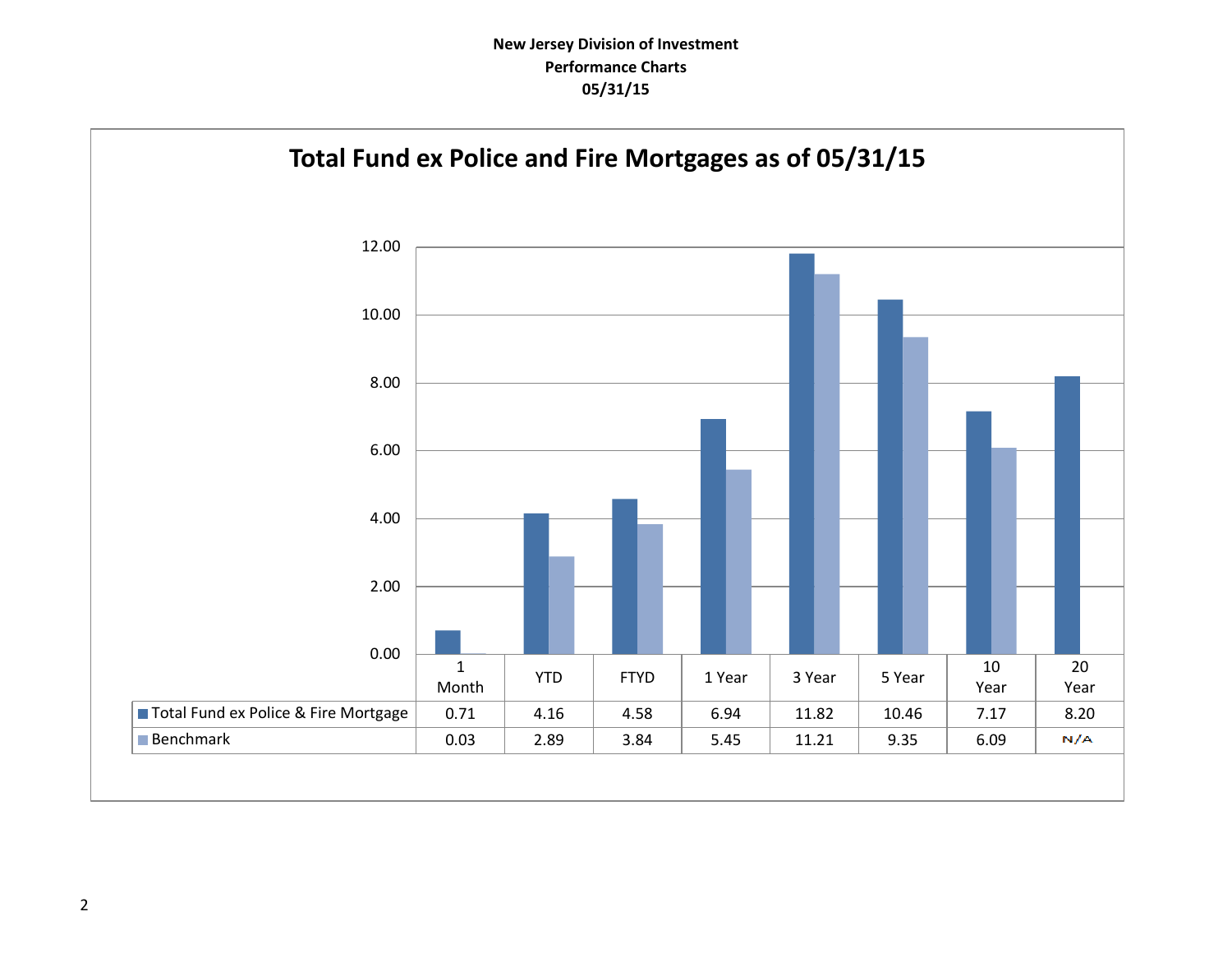**New Jersey Division of Investment**
**Performance Charts**
**05/31/15**

## Total Fund ex Police and Fire Mortgages as of 05/31/15

| | 1 Month | YTD | FTYD | 1 Year | 3 Year | 5 Year | 10 Year | 20 Year |
|---|---|---|---|---|---|---|---|---|
| Total Fund ex Police & Fire Mortgage | 0.71 | 4.16 | 4.58 | 6.94 | 11.82 | 10.46 | 7.17 | 8.20 |
| Benchmark | 0.03 | 2.89 | 3.84 | 5.45 | 11.21 | 9.35 | 6.09 | N/A |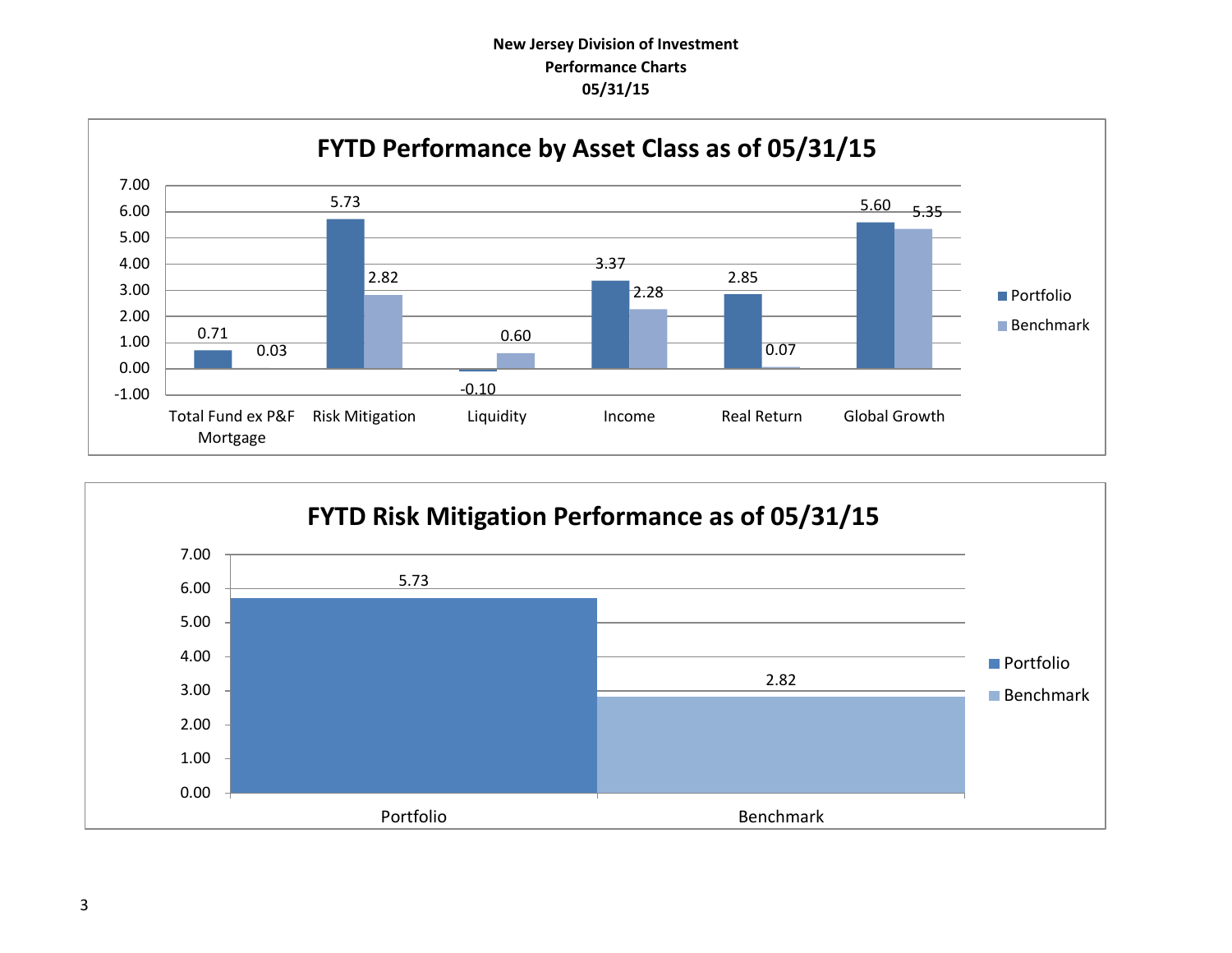**New Jersey Division of Investment**
**Performance Charts**
**05/31/15**

## FYTD Performance by Asset Class as of 05/31/15

| | Portfolio | Benchmark |
|---|---|---|
| Total Fund ex P&F Mortgage | 0.71 | 0.03 |
| Risk Mitigation | 5.73 | 2.82 |
| Liquidity | -0.10 | 0.60 |
| Income | 3.37 | 2.28 |
| Real Return | 2.85 | 0.07 |
| Global Growth | 5.60 | 5.35 |

## FYTD Risk Mitigation Performance as of 05/31/15

| | Value |
|---|---|
| Portfolio | 5.73 |
| Benchmark | 2.82 |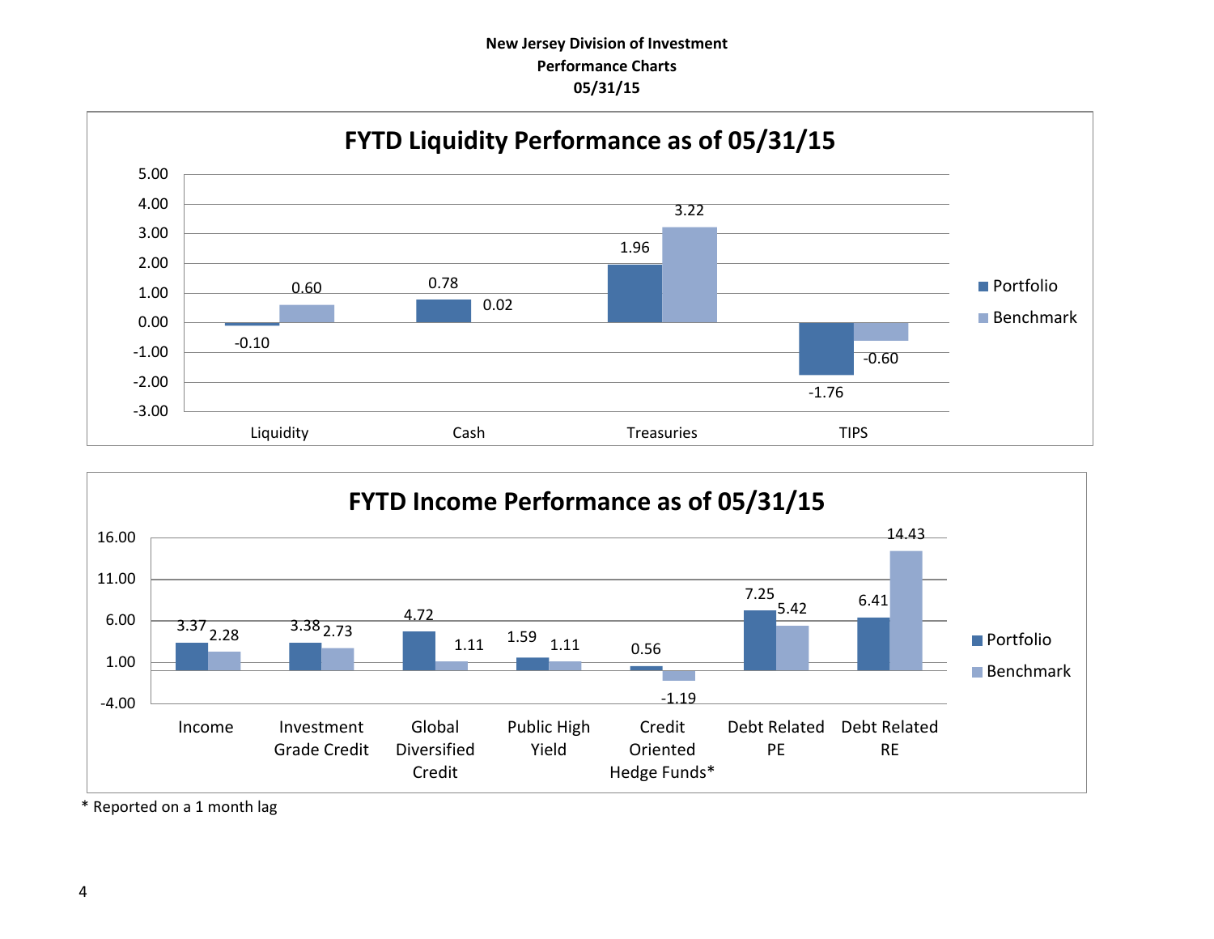**New Jersey Division of Investment**
**Performance Charts**
**05/31/15**

## FYTD Liquidity Performance as of 05/31/15

| | Portfolio | Benchmark |
|---|---|---|
| Liquidity | -0.10 | 0.60 |
| Cash | 0.78 | 0.02 |
| Treasuries | 1.96 | 3.22 |
| TIPS | -1.76 | -0.60 |

## FYTD Income Performance as of 05/31/15

| | Portfolio | Benchmark |
|---|---|---|
| Income | 3.37 | 2.28 |
| Investment Grade Credit | 3.38 | 2.73 |
| Global Diversified Credit | 4.72 | 1.11 |
| Public High Yield | 1.59 | 1.11 |
| Credit Oriented Hedge Funds* | 0.56 | -1.19 |
| Debt Related PE | 7.25 | 5.42 |
| Debt Related RE | 6.41 | 14.43 |

* Reported on a 1 month lag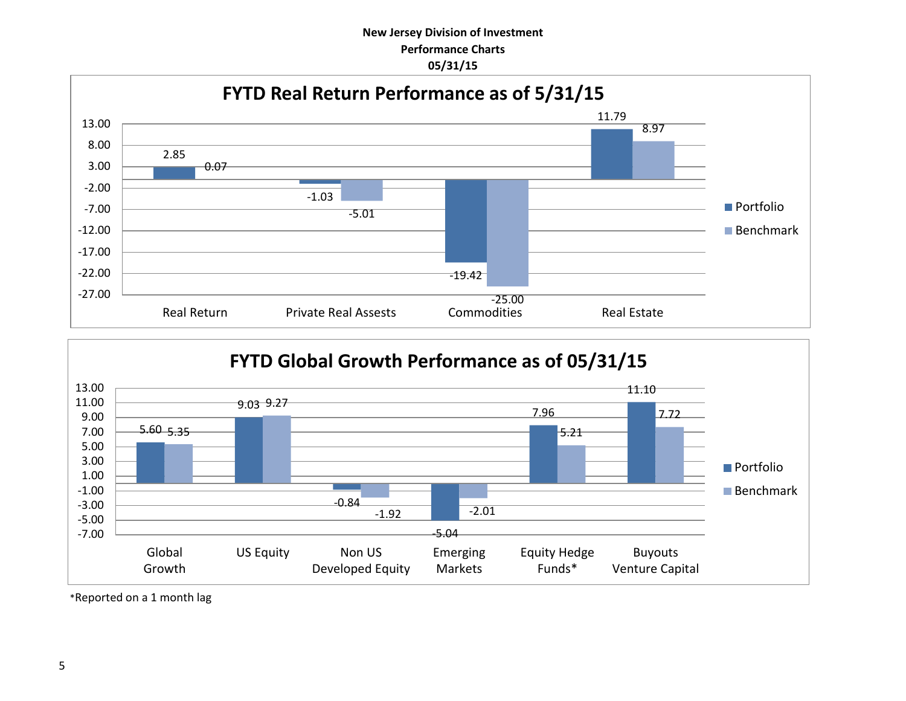**New Jersey Division of Investment**
**Performance Charts**
**05/31/15**

## FYTD Real Return Performance as of 5/31/15

| | Portfolio | Benchmark |
|---|---|---|
| Real Return | 2.85 | 0.07 |
| Private Real Assests | -1.03 | -5.01 |
| Commodities | -19.42 | -25.00 |
| Real Estate | 11.79 | 8.97 |

## FYTD Global Growth Performance as of 05/31/15

| | Portfolio | Benchmark |
|---|---|---|
| Global Growth | 5.60 | 5.35 |
| US Equity | 9.03 | 9.27 |
| Non US Developed Equity | -0.84 | -1.92 |
| Emerging Markets | -5.04 | -2.01 |
| Equity Hedge Funds* | 7.96 | 5.21 |
| Buyouts Venture Capital | 11.10 | 7.72 |

*Reported on a 1 month lag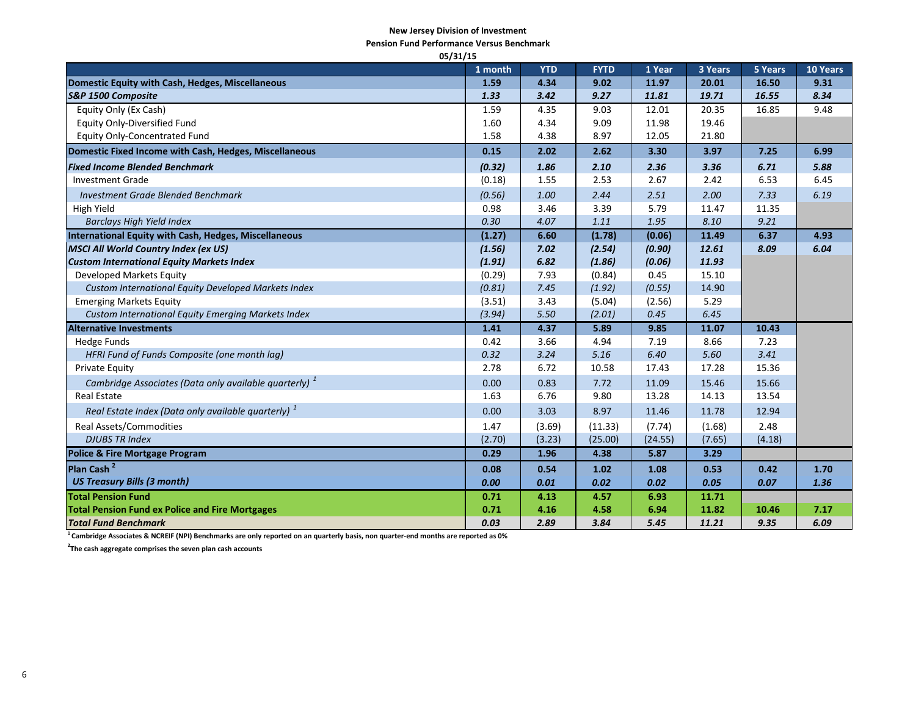**New Jersey Division of Investment**
**Pension Fund Performance Versus Benchmark**
**05/31/15**

| | 1 month | YTD | FYTD | 1 Year | 3 Years | 5 Years | 10 Years |
|---|---|---|---|---|---|---|---|
| **Domestic Equity with Cash, Hedges, Miscellaneous** | **1.59** | **4.34** | **9.02** | **11.97** | **20.01** | **16.50** | **9.31** |
| ***S&P 1500 Composite*** | ***1.33*** | ***3.42*** | ***9.27*** | ***11.81*** | ***19.71*** | ***16.55*** | ***8.34*** |
| Equity Only (Ex Cash) | 1.59 | 4.35 | 9.03 | 12.01 | 20.35 | 16.85 | 9.48 |
| Equity Only-Diversified Fund | 1.60 | 4.34 | 9.09 | 11.98 | 19.46 | | |
| Equity Only-Concentrated Fund | 1.58 | 4.38 | 8.97 | 12.05 | 21.80 | | |
| **Domestic Fixed Income with Cash, Hedges, Miscellaneous** | **0.15** | **2.02** | **2.62** | **3.30** | **3.97** | **7.25** | **6.99** |
| ***Fixed Income Blended Benchmark*** | ***(0.32)*** | ***1.86*** | ***2.10*** | ***2.36*** | ***3.36*** | ***6.71*** | ***5.88*** |
| Investment Grade | (0.18) | 1.55 | 2.53 | 2.67 | 2.42 | 6.53 | 6.45 |
| *Investment Grade Blended Benchmark* | *(0.56)* | *1.00* | *2.44* | *2.51* | *2.00* | *7.33* | *6.19* |
| High Yield | 0.98 | 3.46 | 3.39 | 5.79 | 11.47 | 11.35 | |
| *Barclays High Yield Index* | *0.30* | *4.07* | *1.11* | *1.95* | *8.10* | *9.21* | |
| **International Equity with Cash, Hedges, Miscellaneous** | **(1.27)** | **6.60** | **(1.78)** | **(0.06)** | **11.49** | **6.37** | **4.93** |
| ***MSCI All World Country Index (ex US)*** | ***(1.56)*** | ***7.02*** | ***(2.54)*** | ***(0.90)*** | ***12.61*** | ***8.09*** | ***6.04*** |
| ***Custom International Equity Markets Index*** | ***(1.91)*** | ***6.82*** | ***(1.86)*** | ***(0.06)*** | ***11.93*** | | |
| Developed Markets Equity | (0.29) | 7.93 | (0.84) | 0.45 | 15.10 | | |
| *Custom International Equity Developed Markets Index* | *(0.81)* | *7.45* | *(1.92)* | *(0.55)* | *14.90* | | |
| Emerging Markets Equity | (3.51) | 3.43 | (5.04) | (2.56) | 5.29 | | |
| *Custom International Equity Emerging Markets Index* | *(3.94)* | *5.50* | *(2.01)* | *0.45* | *6.45* | | |
| **Alternative Investments** | **1.41** | **4.37** | **5.89** | **9.85** | **11.07** | **10.43** | |
| Hedge Funds | 0.42 | 3.66 | 4.94 | 7.19 | 8.66 | 7.23 | |
| *HFRI Fund of Funds Composite (one month lag)* | *0.32* | *3.24* | *5.16* | *6.40* | *5.60* | *3.41* | |
| Private Equity | 2.78 | 6.72 | 10.58 | 17.43 | 17.28 | 15.36 | |
| *Cambridge Associates (Data only available quarterly)* [1] | 0.00 | 0.83 | 7.72 | 11.09 | 15.46 | 15.66 | |
| Real Estate | 1.63 | 6.76 | 9.80 | 13.28 | 14.13 | 13.54 | |
| *Real Estate Index (Data only available quarterly)* [1] | 0.00 | 3.03 | 8.97 | 11.46 | 11.78 | 12.94 | |
| Real Assets/Commodities | 1.47 | (3.69) | (11.33) | (7.74) | (1.68) | 2.48 | |
| *DJUBS TR Index* | (2.70) | (3.23) | (25.00) | (24.55) | (7.65) | (4.18) | |
| **Police & Fire Mortgage Program** | **0.29** | **1.96** | **4.38** | **5.87** | **3.29** | | |
| **Plan Cash** [2] | **0.08** | **0.54** | **1.02** | **1.08** | **0.53** | **0.42** | **1.70** |
| ***US Treasury Bills (3 month)*** | ***0.00*** | ***0.01*** | ***0.02*** | ***0.02*** | ***0.05*** | ***0.07*** | ***1.36*** |
| **Total Pension Fund** | **0.71** | **4.13** | **4.57** | **6.93** | **11.71** | | |
| **Total Pension Fund ex Police and Fire Mortgages** | **0.71** | **4.16** | **4.58** | **6.94** | **11.82** | **10.46** | **7.17** |
| ***Total Fund Benchmark*** | ***0.03*** | ***2.89*** | ***3.84*** | ***5.45*** | ***11.21*** | ***9.35*** | ***6.09*** |

[1] **Cambridge Associates & NCREIF (NPI) Benchmarks are only reported on a quarterly basis, non quarter-end months are reported as 0%**

[2] **The cash aggregate comprises the seven plan cash accounts**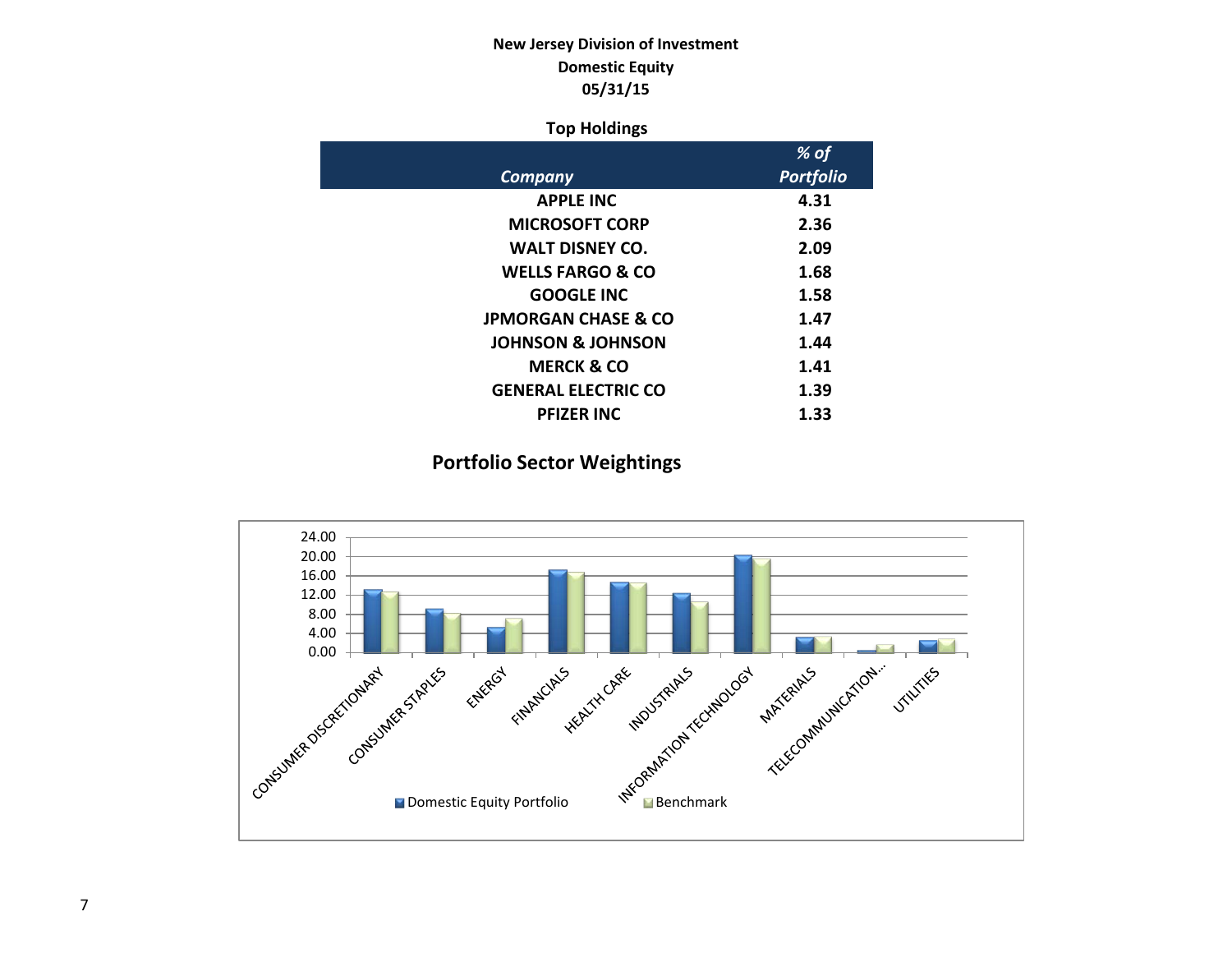**New Jersey Division of Investment**

**Domestic Equity**

**05/31/15**

**Top Holdings**

| *Company* | *% of Portfolio* |
|---|---|
| APPLE INC | 4.31 |
| MICROSOFT CORP | 2.36 |
| WALT DISNEY CO. | 2.09 |
| WELLS FARGO & CO | 1.68 |
| GOOGLE INC | 1.58 |
| JPMORGAN CHASE & CO | 1.47 |
| JOHNSON & JOHNSON | 1.44 |
| MERCK & CO | 1.41 |
| GENERAL ELECTRIC CO | 1.39 |
| PFIZER INC | 1.33 |

## Portfolio Sector Weightings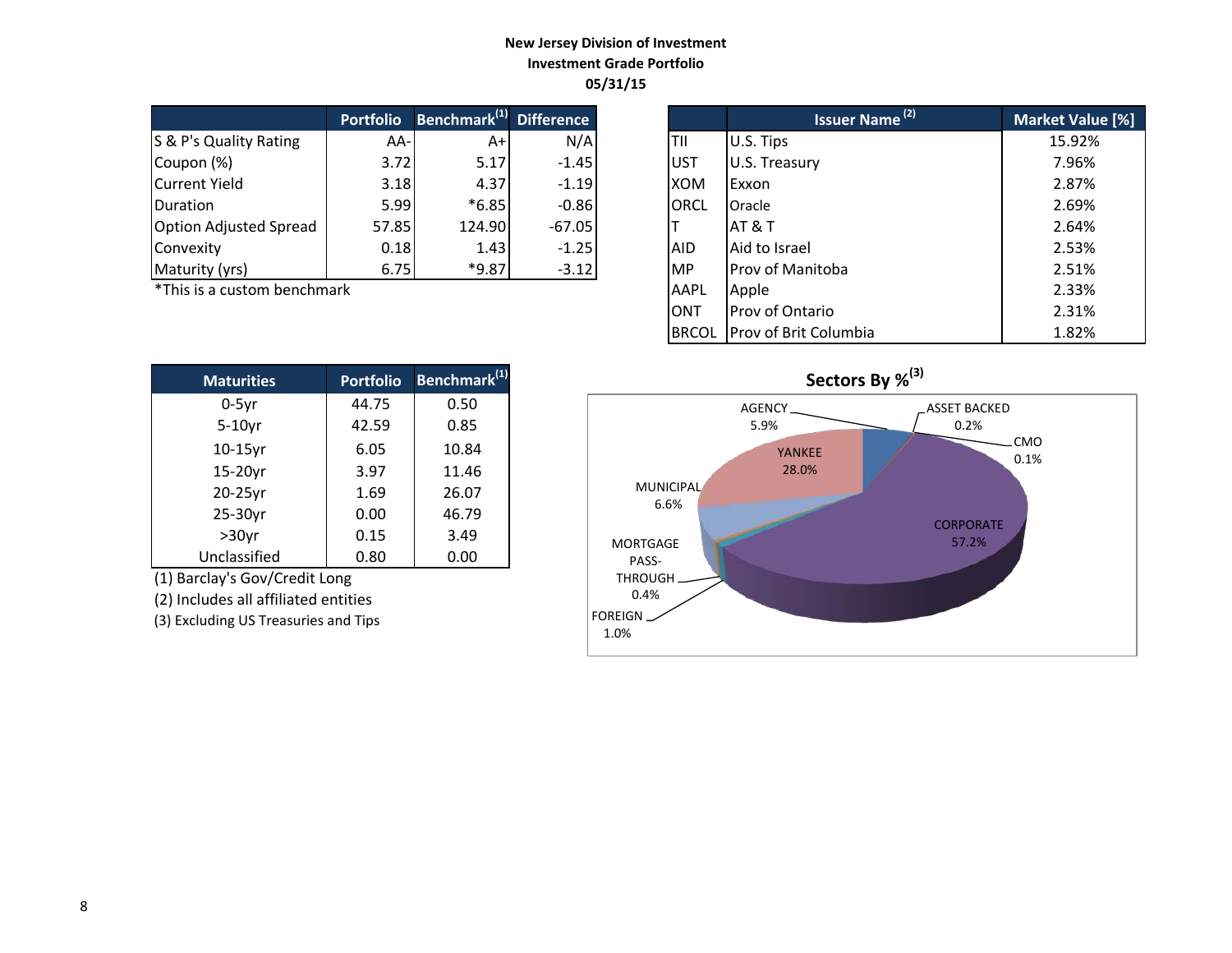**New Jersey Division of Investment**
**Investment Grade Portfolio**
**05/31/15**

| | Portfolio | Benchmark[1] | Difference |
|---|---|---|---|
| S & P's Quality Rating | AA- | A+ | N/A |
| Coupon (%) | 3.72 | 5.17 | -1.45 |
| Current Yield | 3.18 | 4.37 | -1.19 |
| Duration | 5.99 | *6.85 | -0.86 |
| Option Adjusted Spread | 57.85 | 124.90 | -67.05 |
| Convexity | 0.18 | 1.43 | -1.25 |
| Maturity (yrs) | 6.75 | *9.87 | -3.12 |

*This is a custom benchmark

| | Issuer Name [2] | Market Value [%] |
|---|---|---|
| TII | U.S. Tips | 15.92% |
| UST | U.S. Treasury | 7.96% |
| XOM | Exxon | 2.87% |
| ORCL | Oracle | 2.69% |
| T | AT & T | 2.64% |
| AID | Aid to Israel | 2.53% |
| MP | Prov of Manitoba | 2.51% |
| AAPL | Apple | 2.33% |
| ONT | Prov of Ontario | 2.31% |
| BRCOL | Prov of Brit Columbia | 1.82% |

| Maturities | Portfolio | Benchmark[1] |
|---|---|---|
| 0-5yr | 44.75 | 0.50 |
| 5-10yr | 42.59 | 0.85 |
| 10-15yr | 6.05 | 10.84 |
| 15-20yr | 3.97 | 11.46 |
| 20-25yr | 1.69 | 26.07 |
| 25-30yr | 0.00 | 46.79 |
| >30yr | 0.15 | 3.49 |
| Unclassified | 0.80 | 0.00 |

(1) Barclay's Gov/Credit Long
(2) Includes all affiliated entities
(3) Excluding US Treasuries and Tips

**Sectors By %[3]**

| Sector | % |
|---|---|
| AGENCY | 5.9% |
| ASSET BACKED | 0.2% |
| CMO | 0.1% |
| CORPORATE | 57.2% |
| FOREIGN | 1.0% |
| MORTGAGE PASS-THROUGH | 0.4% |
| MUNICIPAL | 6.6% |
| YANKEE | 28.0% |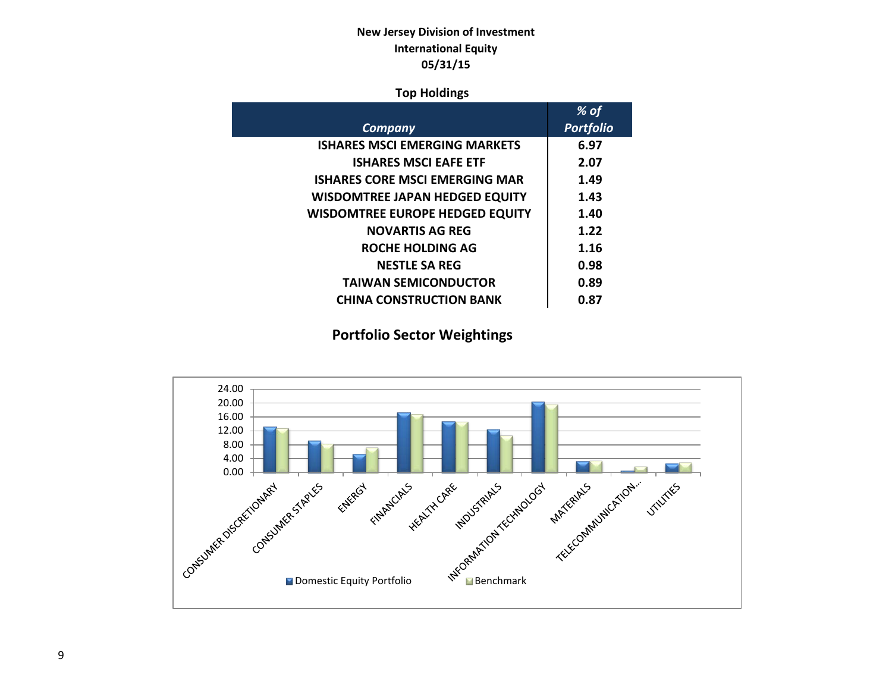**New Jersey Division of Investment**

**International Equity**

**05/31/15**

**Top Holdings**

| *Company* | *% of Portfolio* |
|---|---|
| ISHARES MSCI EMERGING MARKETS | 6.97 |
| ISHARES MSCI EAFE ETF | 2.07 |
| ISHARES CORE MSCI EMERGING MAR | 1.49 |
| WISDOMTREE JAPAN HEDGED EQUITY | 1.43 |
| WISDOMTREE EUROPE HEDGED EQUITY | 1.40 |
| NOVARTIS AG REG | 1.22 |
| ROCHE HOLDING AG | 1.16 |
| NESTLE SA REG | 0.98 |
| TAIWAN SEMICONDUCTOR | 0.89 |
| CHINA CONSTRUCTION BANK | 0.87 |

## Portfolio Sector Weightings

24.00
20.00
16.00
12.00
8.00
4.00
0.00

CONSUMER DISCRETIONARY, CONSUMER STAPLES, ENERGY, FINANCIALS, HEALTH CARE, INDUSTRIALS, INFORMATION TECHNOLOGY, MATERIALS, TELECOMMUNICATION..., UTILITIES

Domestic Equity Portfolio | Benchmark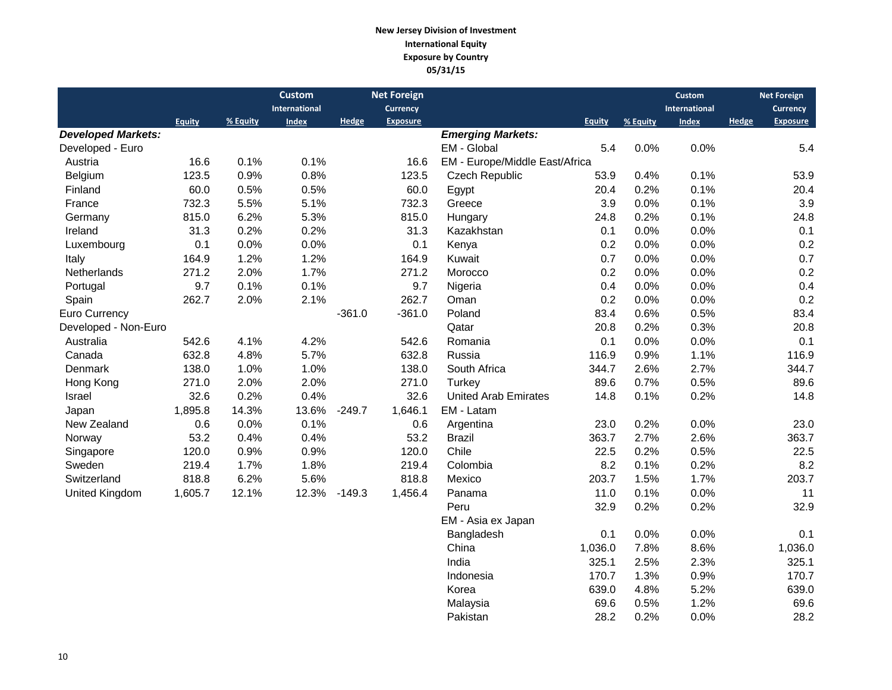**New Jersey Division of Investment**
**International Equity**
**Exposure by Country**
**05/31/15**

| | Equity | % Equity | Custom International Index | Hedge | Net Foreign Currency Exposure |
|---|---|---|---|---|---|
| ***Developed Markets:*** | | | | | |
| Developed - Euro | | | | | |
| Austria | 16.6 | 0.1% | 0.1% | | 16.6 |
| Belgium | 123.5 | 0.9% | 0.8% | | 123.5 |
| Finland | 60.0 | 0.5% | 0.5% | | 60.0 |
| France | 732.3 | 5.5% | 5.1% | | 732.3 |
| Germany | 815.0 | 6.2% | 5.3% | | 815.0 |
| Ireland | 31.3 | 0.2% | 0.2% | | 31.3 |
| Luxembourg | 0.1 | 0.0% | 0.0% | | 0.1 |
| Italy | 164.9 | 1.2% | 1.2% | | 164.9 |
| Netherlands | 271.2 | 2.0% | 1.7% | | 271.2 |
| Portugal | 9.7 | 0.1% | 0.1% | | 9.7 |
| Spain | 262.7 | 2.0% | 2.1% | | 262.7 |
| Euro Currency | | | | -361.0 | -361.0 |
| Developed - Non-Euro | | | | | |
| Australia | 542.6 | 4.1% | 4.2% | | 542.6 |
| Canada | 632.8 | 4.8% | 5.7% | | 632.8 |
| Denmark | 138.0 | 1.0% | 1.0% | | 138.0 |
| Hong Kong | 271.0 | 2.0% | 2.0% | | 271.0 |
| Israel | 32.6 | 0.2% | 0.4% | | 32.6 |
| Japan | 1,895.8 | 14.3% | 13.6% | -249.7 | 1,646.1 |
| New Zealand | 0.6 | 0.0% | 0.1% | | 0.6 |
| Norway | 53.2 | 0.4% | 0.4% | | 53.2 |
| Singapore | 120.0 | 0.9% | 0.9% | | 120.0 |
| Sweden | 219.4 | 1.7% | 1.8% | | 219.4 |
| Switzerland | 818.8 | 6.2% | 5.6% | | 818.8 |
| United Kingdom | 1,605.7 | 12.1% | 12.3% | -149.3 | 1,456.4 |

| | Equity | % Equity | Custom International Index | Hedge | Net Foreign Currency Exposure |
|---|---|---|---|---|---|
| ***Emerging Markets:*** | | | | | |
| EM - Global | 5.4 | 0.0% | 0.0% | | 5.4 |
| EM - Europe/Middle East/Africa | | | | | |
| Czech Republic | 53.9 | 0.4% | 0.1% | | 53.9 |
| Egypt | 20.4 | 0.2% | 0.1% | | 20.4 |
| Greece | 3.9 | 0.0% | 0.1% | | 3.9 |
| Hungary | 24.8 | 0.2% | 0.1% | | 24.8 |
| Kazakhstan | 0.1 | 0.0% | 0.0% | | 0.1 |
| Kenya | 0.2 | 0.0% | 0.0% | | 0.2 |
| Kuwait | 0.7 | 0.0% | 0.0% | | 0.7 |
| Morocco | 0.2 | 0.0% | 0.0% | | 0.2 |
| Nigeria | 0.4 | 0.0% | 0.0% | | 0.4 |
| Oman | 0.2 | 0.0% | 0.0% | | 0.2 |
| Poland | 83.4 | 0.6% | 0.5% | | 83.4 |
| Qatar | 20.8 | 0.2% | 0.3% | | 20.8 |
| Romania | 0.1 | 0.0% | 0.0% | | 0.1 |
| Russia | 116.9 | 0.9% | 1.1% | | 116.9 |
| South Africa | 344.7 | 2.6% | 2.7% | | 344.7 |
| Turkey | 89.6 | 0.7% | 0.5% | | 89.6 |
| United Arab Emirates | 14.8 | 0.1% | 0.2% | | 14.8 |
| EM - Latam | | | | | |
| Argentina | 23.0 | 0.2% | 0.0% | | 23.0 |
| Brazil | 363.7 | 2.7% | 2.6% | | 363.7 |
| Chile | 22.5 | 0.2% | 0.5% | | 22.5 |
| Colombia | 8.2 | 0.1% | 0.2% | | 8.2 |
| Mexico | 203.7 | 1.5% | 1.7% | | 203.7 |
| Panama | 11.0 | 0.1% | 0.0% | | 11 |
| Peru | 32.9 | 0.2% | 0.2% | | 32.9 |
| EM - Asia ex Japan | | | | | |
| Bangladesh | 0.1 | 0.0% | 0.0% | | 0.1 |
| China | 1,036.0 | 7.8% | 8.6% | | 1,036.0 |
| India | 325.1 | 2.5% | 2.3% | | 325.1 |
| Indonesia | 170.7 | 1.3% | 0.9% | | 170.7 |
| Korea | 639.0 | 4.8% | 5.2% | | 639.0 |
| Malaysia | 69.6 | 0.5% | 1.2% | | 69.6 |
| Pakistan | 28.2 | 0.2% | 0.0% | | 28.2 |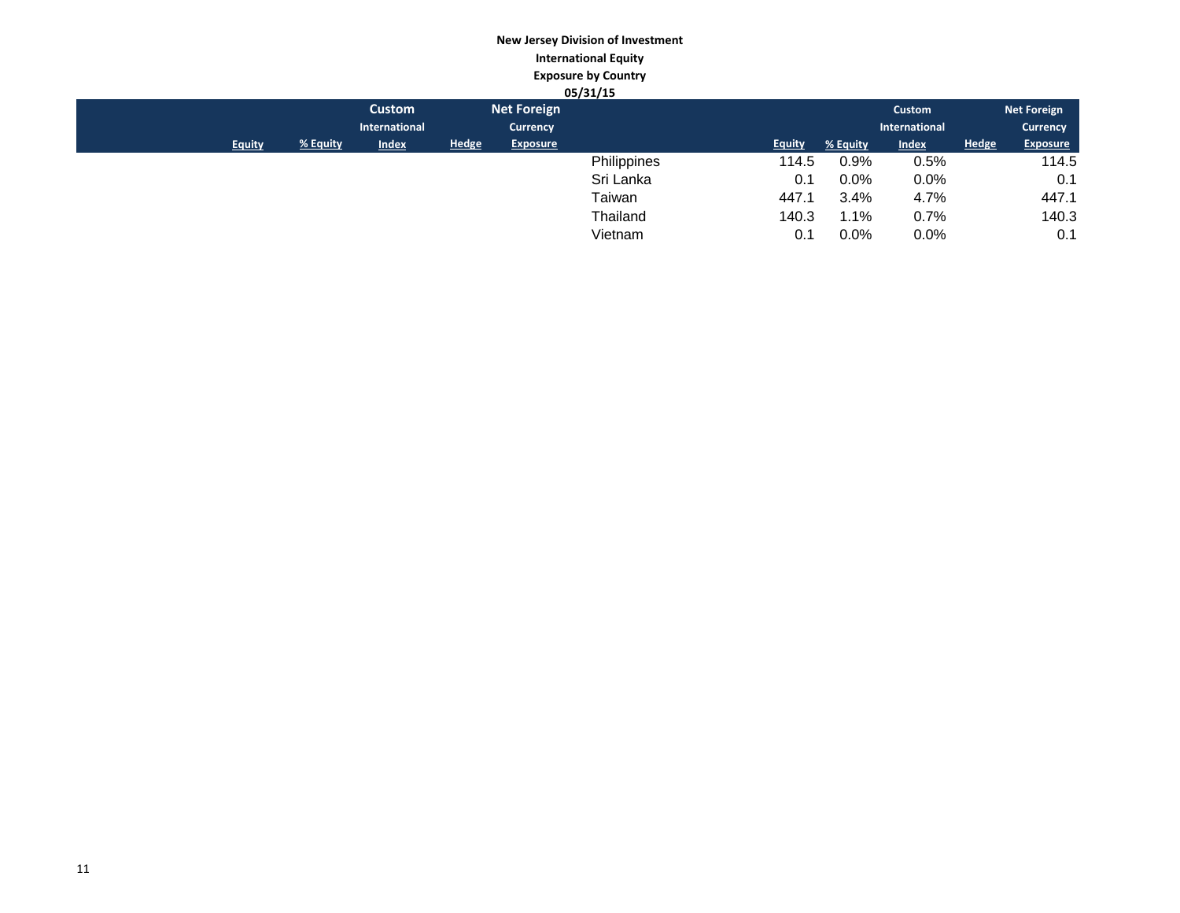**New Jersey Division of Investment**
**International Equity**
**Exposure by Country**
**05/31/15**

| | Equity | % Equity | Custom International Index | Hedge | Net Foreign Currency Exposure |
|---|---|---|---|---|---|
| Philippines | 114.5 | 0.9% | 0.5% | | 114.5 |
| Sri Lanka | 0.1 | 0.0% | 0.0% | | 0.1 |
| Taiwan | 447.1 | 3.4% | 4.7% | | 447.1 |
| Thailand | 140.3 | 1.1% | 0.7% | | 140.3 |
| Vietnam | 0.1 | 0.0% | 0.0% | | 0.1 |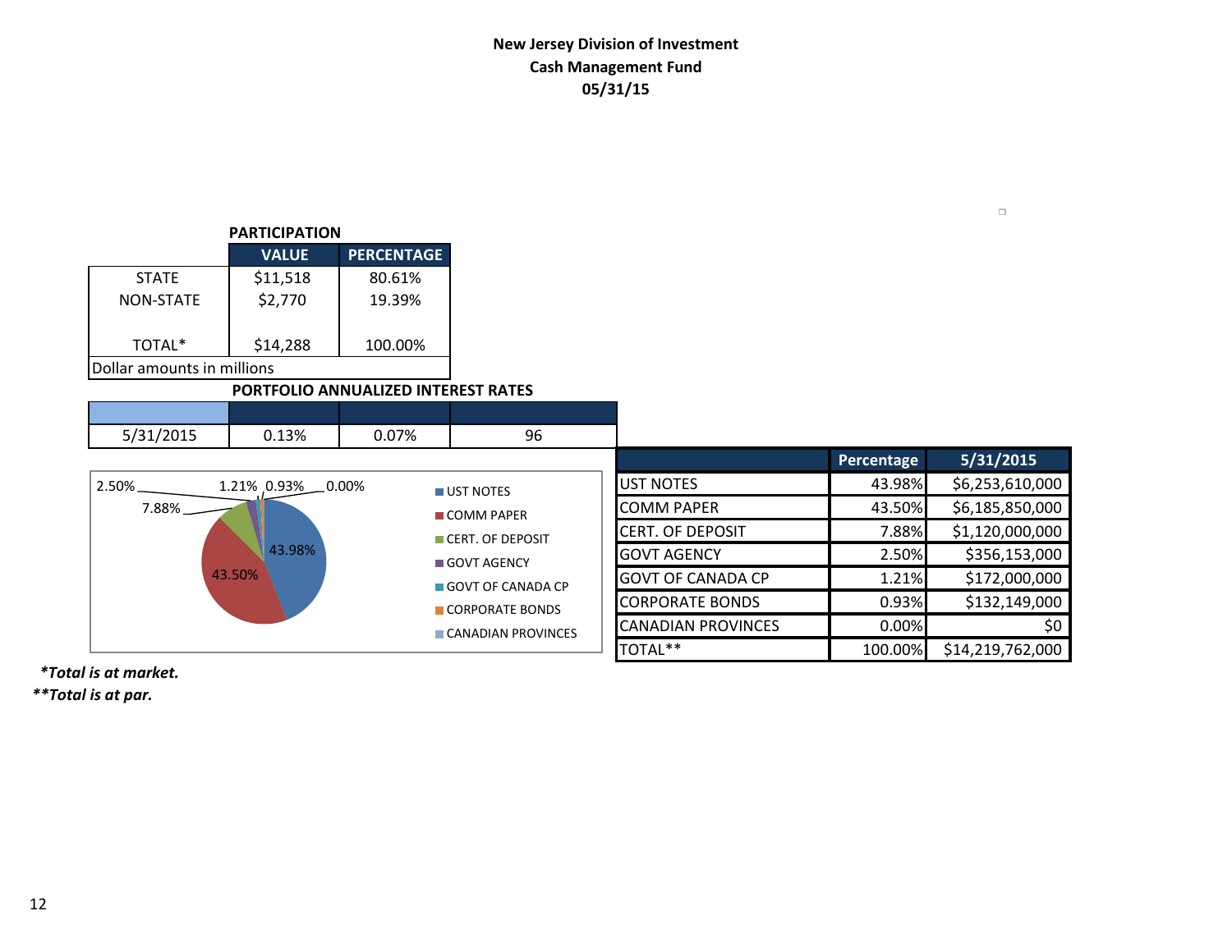**New Jersey Division of Investment**
**Cash Management Fund**
**05/31/15**

**PARTICIPATION**

| | VALUE | PERCENTAGE |
|---|---|---|
| STATE | $11,518 | 80.61% |
| NON-STATE | $2,770 | 19.39% |
| TOTAL* | $14,288 | 100.00% |

Dollar amounts in millions

**PORTFOLIO ANNUALIZED INTEREST RATES**

| | | | |
|---|---|---|---|
| 5/31/2015 | 0.13% | 0.07% | 96 |

| | Percentage | 5/31/2015 |
|---|---|---|
| UST NOTES | 43.98% | $6,253,610,000 |
| COMM PAPER | 43.50% | $6,185,850,000 |
| CERT. OF DEPOSIT | 7.88% | $1,120,000,000 |
| GOVT AGENCY | 2.50% | $356,153,000 |
| GOVT OF CANADA CP | 1.21% | $172,000,000 |
| CORPORATE BONDS | 0.93% | $132,149,000 |
| CANADIAN PROVINCES | 0.00% | $0 |
| TOTAL** | 100.00% | $14,219,762,000 |

***Total is at market.***
****Total is at par.***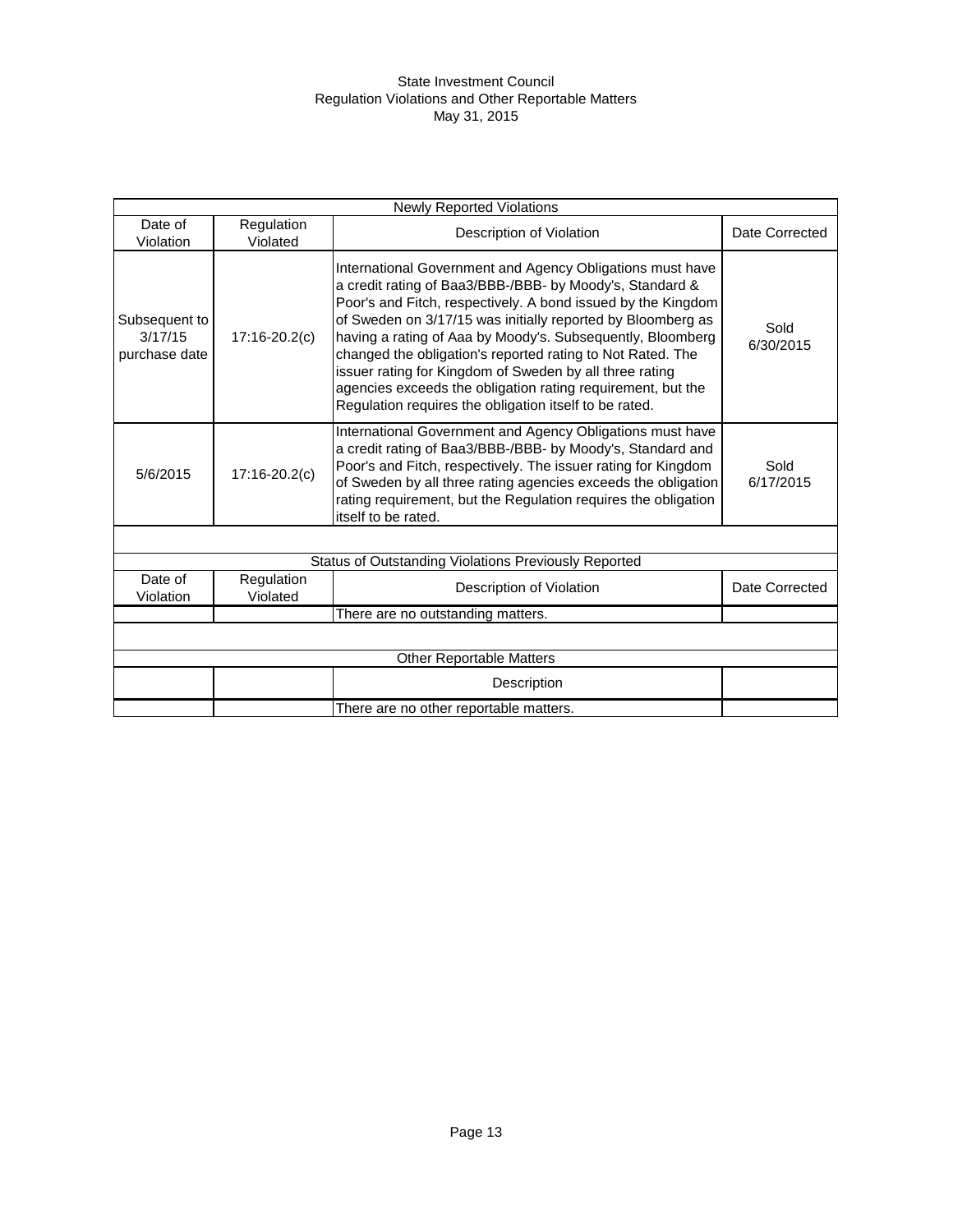# State Investment Council
## Regulation Violations and Other Reportable Matters
### May 31, 2015

| Newly Reported Violations | | | |
|---|---|---|---|
| Date of Violation | Regulation Violated | Description of Violation | Date Corrected |
| Subsequent to 3/17/15 purchase date | 17:16-20.2(c) | International Government and Agency Obligations must have a credit rating of Baa3/BBB-/BBB- by Moody's, Standard & Poor's and Fitch, respectively. A bond issued by the Kingdom of Sweden on 3/17/15 was initially reported by Bloomberg as having a rating of Aaa by Moody's. Subsequently, Bloomberg changed the obligation's reported rating to Not Rated. The issuer rating for Kingdom of Sweden by all three rating agencies exceeds the obligation rating requirement, but the Regulation requires the obligation itself to be rated. | Sold 6/30/2015 |
| 5/6/2015 | 17:16-20.2(c) | International Government and Agency Obligations must have a credit rating of Baa3/BBB-/BBB- by Moody's, Standard and Poor's and Fitch, respectively. The issuer rating for Kingdom of Sweden by all three rating agencies exceeds the obligation rating requirement, but the Regulation requires the obligation itself to be rated. | Sold 6/17/2015 |

| Status of Outstanding Violations Previously Reported | | | |
|---|---|---|---|
| Date of Violation | Regulation Violated | Description of Violation | Date Corrected |
| | | There are no outstanding matters. | |

| Other Reportable Matters | | | |
|---|---|---|---|
| | | Description | |
| | | There are no other reportable matters. | |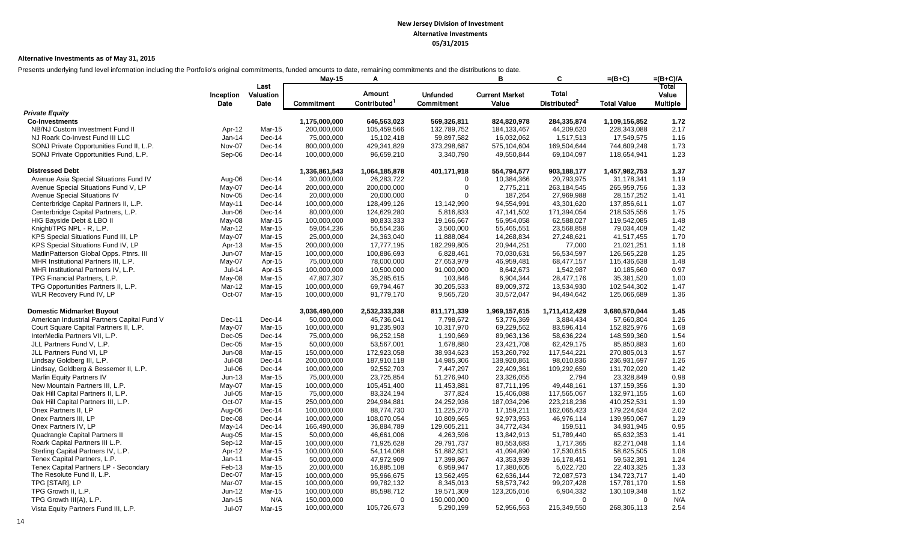# New Jersey Division of Investment
## Alternative Investments
## 05/31/2015

**Alternative Investments as of May 31, 2015**

Presents underlying fund level information including the Portfolio's original commitments, funded amounts to date, remaining commitments and the distributions to date.

| | Inception Date | Last Valuation Date | May-15 Commitment | A Amount Contributed[1] | Unfunded Commitment | B Current Market Value | C Total Distributed[2] | =(B+C) Total Value | =(B+C)/A Total Value Multiple |
|---|---|---|---|---|---|---|---|---|---|
| ***Private Equity*** | | | | | | | | | |
| **Co-Investments** | | | **1,175,000,000** | **646,563,023** | **569,326,811** | **824,820,978** | **284,335,874** | **1,109,156,852** | **1.72** |
| NB/NJ Custom Investment Fund II | Apr-12 | Mar-15 | 200,000,000 | 105,459,566 | 132,789,752 | 184,133,467 | 44,209,620 | 228,343,088 | 2.17 |
| NJ Roark Co-Invest Fund III LLC | Jan-14 | Dec-14 | 75,000,000 | 15,102,418 | 59,897,582 | 16,032,062 | 1,517,513 | 17,549,575 | 1.16 |
| SONJ Private Opportunities Fund II, L.P. | Nov-07 | Dec-14 | 800,000,000 | 429,341,829 | 373,298,687 | 575,104,604 | 169,504,644 | 744,609,248 | 1.73 |
| SONJ Private Opportunities Fund, L.P. | Sep-06 | Dec-14 | 100,000,000 | 96,659,210 | 3,340,790 | 49,550,844 | 69,104,097 | 118,654,941 | 1.23 |
| | | | | | | | | | |
| **Distressed Debt** | | | **1,336,861,543** | **1,064,185,878** | **401,171,918** | **554,794,577** | **903,188,177** | **1,457,982,753** | **1.37** |
| Avenue Asia Special Situations Fund IV | Aug-06 | Dec-14 | 30,000,000 | 26,283,722 | 0 | 10,384,366 | 20,793,975 | 31,178,341 | 1.19 |
| Avenue Special Situations Fund V, LP | May-07 | Dec-14 | 200,000,000 | 200,000,000 | 0 | 2,775,211 | 263,184,545 | 265,959,756 | 1.33 |
| Avenue Special Situations IV | Nov-05 | Dec-14 | 20,000,000 | 20,000,000 | 0 | 187,264 | 27,969,988 | 28,157,252 | 1.41 |
| Centerbridge Capital Partners II, L.P. | May-11 | Dec-14 | 100,000,000 | 128,499,126 | 13,142,990 | 94,554,991 | 43,301,620 | 137,856,611 | 1.07 |
| Centerbridge Capital Partners, L.P. | Jun-06 | Dec-14 | 80,000,000 | 124,629,280 | 5,816,833 | 47,141,502 | 171,394,054 | 218,535,556 | 1.75 |
| HIG Bayside Debt & LBO II | May-08 | Mar-15 | 100,000,000 | 80,833,333 | 19,166,667 | 56,954,058 | 62,588,027 | 119,542,085 | 1.48 |
| Knight/TPG NPL - R, L.P. | Mar-12 | Mar-15 | 59,054,236 | 55,554,236 | 3,500,000 | 55,465,551 | 23,568,858 | 79,034,409 | 1.42 |
| KPS Special Situations Fund III, LP | May-07 | Mar-15 | 25,000,000 | 24,363,040 | 11,888,084 | 14,268,834 | 27,248,621 | 41,517,455 | 1.70 |
| KPS Special Situations Fund IV, LP | Apr-13 | Mar-15 | 200,000,000 | 17,777,195 | 182,299,805 | 20,944,251 | 77,000 | 21,021,251 | 1.18 |
| MatlinPatterson Global Opps. Ptnrs. III | Jun-07 | Mar-15 | 100,000,000 | 100,886,693 | 6,828,461 | 70,030,631 | 56,534,597 | 126,565,228 | 1.25 |
| MHR Institutional Partners III, L.P. | May-07 | Apr-15 | 75,000,000 | 78,000,000 | 27,653,979 | 46,959,481 | 68,477,157 | 115,436,638 | 1.48 |
| MHR Institutional Partners IV, L.P. | Jul-14 | Apr-15 | 100,000,000 | 10,500,000 | 91,000,000 | 8,642,673 | 1,542,987 | 10,185,660 | 0.97 |
| TPG Financial Partners, L.P. | May-08 | Mar-15 | 47,807,307 | 35,285,615 | 103,846 | 6,904,344 | 28,477,176 | 35,381,520 | 1.00 |
| TPG Opportunities Partners II, L.P. | Mar-12 | Mar-15 | 100,000,000 | 69,794,467 | 30,205,533 | 89,009,372 | 13,534,930 | 102,544,302 | 1.47 |
| WLR Recovery Fund IV, LP | Oct-07 | Mar-15 | 100,000,000 | 91,779,170 | 9,565,720 | 30,572,047 | 94,494,642 | 125,066,689 | 1.36 |
| | | | | | | | | | |
| **Domestic Midmarket Buyout** | | | **3,036,490,000** | **2,532,333,338** | **811,171,339** | **1,969,157,615** | **1,711,412,429** | **3,680,570,044** | **1.45** |
| American Industrial Partners Capital Fund V | Dec-11 | Dec-14 | 50,000,000 | 45,736,041 | 7,798,672 | 53,776,369 | 3,884,434 | 57,660,804 | 1.26 |
| Court Square Capital Partners II, L.P. | May-07 | Mar-15 | 100,000,000 | 91,235,903 | 10,317,970 | 69,229,562 | 83,596,414 | 152,825,976 | 1.68 |
| InterMedia Partners VII, L.P. | Dec-05 | Dec-14 | 75,000,000 | 96,252,158 | 1,190,669 | 89,963,136 | 58,636,224 | 148,599,360 | 1.54 |
| JLL Partners Fund V, L.P. | Dec-05 | Mar-15 | 50,000,000 | 53,567,001 | 1,678,880 | 23,421,708 | 62,429,175 | 85,850,883 | 1.60 |
| JLL Partners Fund VI, LP | Jun-08 | Mar-15 | 150,000,000 | 172,923,058 | 38,934,623 | 153,260,792 | 117,544,221 | 270,805,013 | 1.57 |
| Lindsay Goldberg III, L.P. | Jul-08 | Dec-14 | 200,000,000 | 187,910,118 | 14,985,306 | 138,920,861 | 98,010,836 | 236,931,697 | 1.26 |
| Lindsay, Goldberg & Bessemer II, L.P. | Jul-06 | Dec-14 | 100,000,000 | 92,552,703 | 7,447,297 | 22,409,361 | 109,292,659 | 131,702,020 | 1.42 |
| Marlin Equity Partners IV | Jun-13 | Mar-15 | 75,000,000 | 23,725,854 | 51,276,940 | 23,326,055 | 2,794 | 23,328,849 | 0.98 |
| New Mountain Partners III, L.P. | May-07 | Mar-15 | 100,000,000 | 105,451,400 | 11,453,881 | 87,711,195 | 49,448,161 | 137,159,356 | 1.30 |
| Oak Hill Capital Partners II, L.P. | Jul-05 | Mar-15 | 75,000,000 | 83,324,194 | 377,824 | 15,406,088 | 117,565,067 | 132,971,155 | 1.60 |
| Oak Hill Capital Partners III, L.P. | Oct-07 | Mar-15 | 250,000,000 | 294,984,881 | 24,252,936 | 187,034,296 | 223,218,236 | 410,252,531 | 1.39 |
| Onex Partners II, LP | Aug-06 | Dec-14 | 100,000,000 | 88,774,730 | 11,225,270 | 17,159,211 | 162,065,423 | 179,224,634 | 2.02 |
| Onex Partners III, LP | Dec-08 | Dec-14 | 100,000,000 | 108,070,054 | 10,809,665 | 92,973,953 | 46,976,114 | 139,950,067 | 1.29 |
| Onex Partners IV, LP | May-14 | Dec-14 | 166,490,000 | 36,884,789 | 129,605,211 | 34,772,434 | 159,511 | 34,931,945 | 0.95 |
| Quadrangle Capital Partners II | Aug-05 | Mar-15 | 50,000,000 | 46,661,006 | 4,263,596 | 13,842,913 | 51,789,440 | 65,632,353 | 1.41 |
| Roark Capital Partners III L.P. | Sep-12 | Mar-15 | 100,000,000 | 71,925,628 | 29,791,737 | 80,553,683 | 1,717,365 | 82,271,048 | 1.14 |
| Sterling Capital Partners IV, L.P. | Apr-12 | Mar-15 | 100,000,000 | 54,114,068 | 51,882,621 | 41,094,890 | 17,530,615 | 58,625,505 | 1.08 |
| Tenex Capital Partners, L.P. | Jan-11 | Mar-15 | 50,000,000 | 47,972,909 | 17,399,867 | 43,353,939 | 16,178,451 | 59,532,391 | 1.24 |
| Tenex Capital Partners LP - Secondary | Feb-13 | Mar-15 | 20,000,000 | 16,885,108 | 6,959,947 | 17,380,605 | 5,022,720 | 22,403,325 | 1.33 |
| The Resolute Fund II, L.P. | Dec-07 | Mar-15 | 100,000,000 | 95,966,675 | 13,562,495 | 62,636,144 | 72,087,573 | 134,723,717 | 1.40 |
| TPG [STAR], LP | Mar-07 | Mar-15 | 100,000,000 | 99,782,132 | 8,345,013 | 58,573,742 | 99,207,428 | 157,781,170 | 1.58 |
| TPG Growth II, L.P. | Jun-12 | Mar-15 | 100,000,000 | 85,598,712 | 19,571,309 | 123,205,016 | 6,904,332 | 130,109,348 | 1.52 |
| TPG Growth III(A), L.P. | Jan-15 | N/A | 150,000,000 | 0 | 150,000,000 | 0 | 0 | 0 | N/A |
| Vista Equity Partners Fund III, L.P. | Jul-07 | Mar-15 | 100,000,000 | 105,726,673 | 5,290,199 | 52,956,563 | 215,349,550 | 268,306,113 | 2.54 |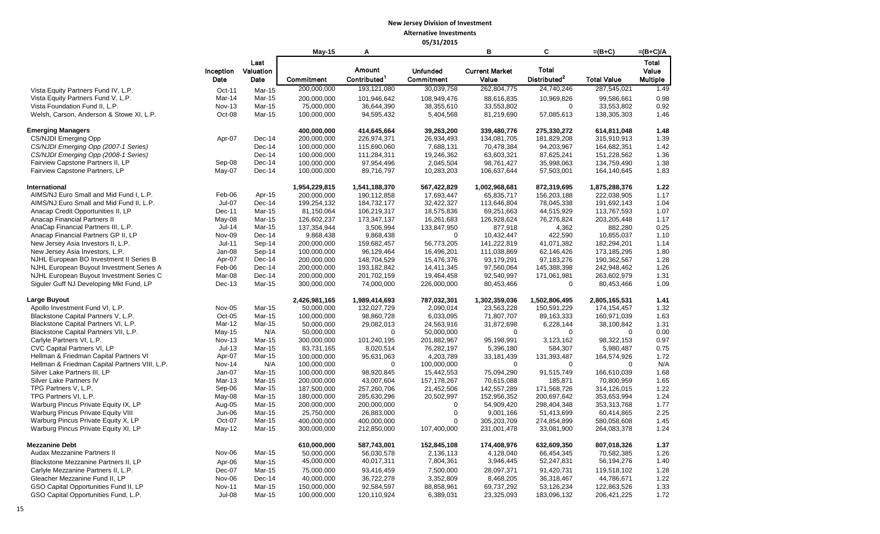# New Jersey Division of Investment

## Alternative Investments

### 05/31/2015

| | Inception Date | Last Valuation Date | May-15 Commitment | A Amount Contributed[1] | Unfunded Commitment | B Current Market Value | C Total Distributed[2] | =(B+C) Total Value | =(B+C)/A Total Value Multiple |
|---|---|---|---|---|---|---|---|---|---|
| Vista Equity Partners Fund IV, L.P. | Oct-11 | Mar-15 | 200,000,000 | 193,121,080 | 30,039,758 | 262,804,775 | 24,740,246 | 287,545,021 | 1.49 |
| Vista Equity Partners Fund V, L.P. | Mar-14 | Mar-15 | 200,000,000 | 101,946,642 | 108,949,476 | 88,616,835 | 10,969,826 | 99,586,661 | 0.98 |
| Vista Foundation Fund II, L.P. | Nov-13 | Mar-15 | 75,000,000 | 36,644,390 | 38,355,610 | 33,553,802 | 0 | 33,553,802 | 0.92 |
| Welsh, Carson, Anderson & Stowe XI, L.P. | Oct-08 | Mar-15 | 100,000,000 | 94,595,432 | 5,404,568 | 81,219,690 | 57,085,613 | 138,305,303 | 1.46 |
| **Emerging Managers** | | | **400,000,000** | **414,645,664** | **39,263,200** | **339,480,776** | **275,330,272** | **614,811,048** | **1.48** |
| CS/NJDI Emerging Opp | Apr-07 | Dec-14 | 200,000,000 | 226,974,371 | 26,934,493 | 134,081,705 | 181,829,208 | 315,910,913 | 1.39 |
| *CS/NJDI Emerging Opp (2007-1 Series)* | | Dec-14 | 100,000,000 | 115,690,060 | 7,688,131 | 70,478,384 | 94,203,967 | 164,682,351 | 1.42 |
| *CS/NJDI Emerging Opp (2008-1 Series)* | | Dec-14 | 100,000,000 | 111,284,311 | 19,246,362 | 63,603,321 | 87,625,241 | 151,228,562 | 1.36 |
| Fairview Capstone Partners II, LP | Sep-08 | Dec-14 | 100,000,000 | 97,954,496 | 2,045,504 | 98,761,427 | 35,998,063 | 134,759,490 | 1.38 |
| Fairview Capstone Partners, LP | May-07 | Dec-14 | 100,000,000 | 89,716,797 | 10,283,203 | 106,637,644 | 57,503,001 | 164,140,645 | 1.83 |
| **International** | | | **1,954,229,815** | **1,541,188,370** | **567,422,829** | **1,002,968,681** | **872,319,695** | **1,875,288,376** | **1.22** |
| AIMS/NJ Euro Small and Mid Fund I, L.P. | Feb-06 | Apr-15 | 200,000,000 | 190,112,858 | 17,693,447 | 65,835,717 | 156,203,188 | 222,038,905 | 1.17 |
| AIMS/NJ Euro Small and Mid Fund II, L.P. | Jul-07 | Dec-14 | 199,254,132 | 184,732,177 | 32,422,327 | 113,646,804 | 78,045,338 | 191,692,143 | 1.04 |
| Anacap Credit Opportunities II, LP | Dec-11 | Mar-15 | 81,150,064 | 106,219,317 | 18,575,836 | 69,251,663 | 44,515,929 | 113,767,593 | 1.07 |
| Anacap Financial Partners II | May-08 | Mar-15 | 126,602,237 | 173,347,137 | 16,261,683 | 126,928,624 | 76,276,824 | 203,205,448 | 1.17 |
| AnaCap Financial Partners III, L.P. | Jul-14 | Mar-15 | 137,354,944 | 3,506,994 | 133,847,950 | 877,918 | 4,362 | 882,280 | 0.25 |
| Anacap Financial Partners GP II, LP | Nov-09 | Dec-14 | 9,868,438 | 9,868,438 | 0 | 10,432,447 | 422,590 | 10,855,037 | 1.10 |
| New Jersey Asia Investors II, L.P. | Jul-11 | Sep-14 | 200,000,000 | 159,682,457 | 56,773,205 | 141,222,819 | 41,071,382 | 182,294,201 | 1.14 |
| New Jersey Asia Investors, L.P. | Jan-08 | Sep-14 | 100,000,000 | 96,129,464 | 16,496,201 | 111,038,869 | 62,146,426 | 173,185,295 | 1.80 |
| NJHL European BO Investment II Series B | Apr-07 | Dec-14 | 200,000,000 | 148,704,529 | 15,476,376 | 93,179,291 | 97,183,276 | 190,362,567 | 1.28 |
| NJHL European Buyout Investment Series A | Feb-06 | Dec-14 | 200,000,000 | 193,182,842 | 14,411,345 | 97,560,064 | 145,388,398 | 242,948,462 | 1.26 |
| NJHL European Buyout Investment Series C | Mar-08 | Dec-14 | 200,000,000 | 201,702,159 | 19,464,458 | 92,540,997 | 171,061,981 | 263,602,979 | 1.31 |
| Siguler Guff NJ Developing Mkt Fund, LP | Dec-13 | Mar-15 | 300,000,000 | 74,000,000 | 226,000,000 | 80,453,466 | 0 | 80,453,466 | 1.09 |
| **Large Buyout** | | | **2,426,981,165** | **1,989,414,693** | **787,032,301** | **1,302,359,036** | **1,502,806,495** | **2,805,165,531** | **1.41** |
| Apollo Investment Fund VI, L.P. | Nov-05 | Mar-15 | 50,000,000 | 132,027,729 | 2,090,014 | 23,563,228 | 150,591,229 | 174,154,457 | 1.32 |
| Blackstone Capital Partners V, L.P. | Oct-05 | Mar-15 | 100,000,000 | 98,860,728 | 6,033,095 | 71,807,707 | 89,163,333 | 160,971,039 | 1.63 |
| Blackstone Capital Partners VI, L.P. | Mar-12 | Mar-15 | 50,000,000 | 29,082,013 | 24,563,916 | 31,872,698 | 6,228,144 | 38,100,842 | 1.31 |
| Blackstone Capital Partners VII, L.P. | May-15 | N/A | 50,000,000 | 0 | 50,000,000 | 0 | 0 | 0 | 0.00 |
| Carlyle Partners VI, L.P. | Nov-13 | Mar-15 | 300,000,000 | 101,240,195 | 201,882,967 | 95,198,991 | 3,123,162 | 98,322,153 | 0.97 |
| CVC Capital Partners VI, LP | Jul-13 | Mar-15 | 83,731,165 | 8,020,514 | 76,282,197 | 5,396,180 | 584,307 | 5,980,487 | 0.75 |
| Hellman & Friedman Capital Partners VI | Apr-07 | Mar-15 | 100,000,000 | 95,631,063 | 4,203,789 | 33,181,439 | 131,393,487 | 164,574,926 | 1.72 |
| Hellman & Friedman Capital Partners VIII, L.P. | Nov-14 | N/A | 100,000,000 | 0 | 100,000,000 | 0 | 0 | 0 | N/A |
| Silver Lake Partners III, LP | Jan-07 | Mar-15 | 100,000,000 | 98,920,845 | 15,442,553 | 75,094,290 | 91,515,749 | 166,610,039 | 1.68 |
| Silver Lake Partners IV | Mar-13 | Mar-15 | 200,000,000 | 43,007,604 | 157,178,267 | 70,615,088 | 185,871 | 70,800,959 | 1.65 |
| TPG Partners V, L.P. | Sep-06 | Mar-15 | 187,500,000 | 257,260,706 | 21,452,506 | 142,557,289 | 171,568,726 | 314,126,015 | 1.22 |
| TPG Partners VI, L.P. | May-08 | Mar-15 | 180,000,000 | 285,630,296 | 20,502,997 | 152,956,352 | 200,697,642 | 353,653,994 | 1.24 |
| Warburg Pincus Private Equity IX, LP | Aug-05 | Mar-15 | 200,000,000 | 200,000,000 | 0 | 54,909,420 | 298,404,348 | 353,313,768 | 1.77 |
| Warburg Pincus Private Equity VIII | Jun-06 | Mar-15 | 25,750,000 | 26,883,000 | 0 | 9,001,166 | 51,413,699 | 60,414,865 | 2.25 |
| Warburg Pincus Private Equity X, LP | Oct-07 | Mar-15 | 400,000,000 | 400,000,000 | 0 | 305,203,709 | 274,854,899 | 580,058,608 | 1.45 |
| Warburg Pincus Private Equity XI, LP | May-12 | Mar-15 | 300,000,000 | 212,850,000 | 107,400,000 | 231,001,478 | 33,081,900 | 264,083,378 | 1.24 |
| **Mezzanine Debt** | | | **610,000,000** | **587,743,001** | **152,845,108** | **174,408,976** | **632,609,350** | **807,018,326** | **1.37** |
| Audax Mezzanine Partners II | Nov-06 | Mar-15 | 50,000,000 | 56,030,578 | 2,136,113 | 4,128,040 | 66,454,345 | 70,582,385 | 1.26 |
| Blackstone Mezzanine Partners II, LP | Apr-06 | Mar-15 | 45,000,000 | 40,017,311 | 7,804,361 | 3,946,445 | 52,247,831 | 56,194,276 | 1.40 |
| Carlyle Mezzanine Partners II, L.P. | Dec-07 | Mar-15 | 75,000,000 | 93,416,459 | 7,500,000 | 28,097,371 | 91,420,731 | 119,518,102 | 1.28 |
| Gleacher Mezzanine Fund II, LP | Nov-06 | Dec-14 | 40,000,000 | 36,722,278 | 3,352,809 | 8,468,205 | 36,318,467 | 44,786,671 | 1.22 |
| GSO Capital Opportunities Fund II, LP | Nov-11 | Mar-15 | 150,000,000 | 92,584,597 | 88,858,961 | 69,737,292 | 53,126,234 | 122,863,526 | 1.33 |
| GSO Capital Opportunities Fund, L.P. | Jul-08 | Mar-15 | 100,000,000 | 120,110,924 | 6,389,031 | 23,325,093 | 183,096,132 | 206,421,225 | 1.72 |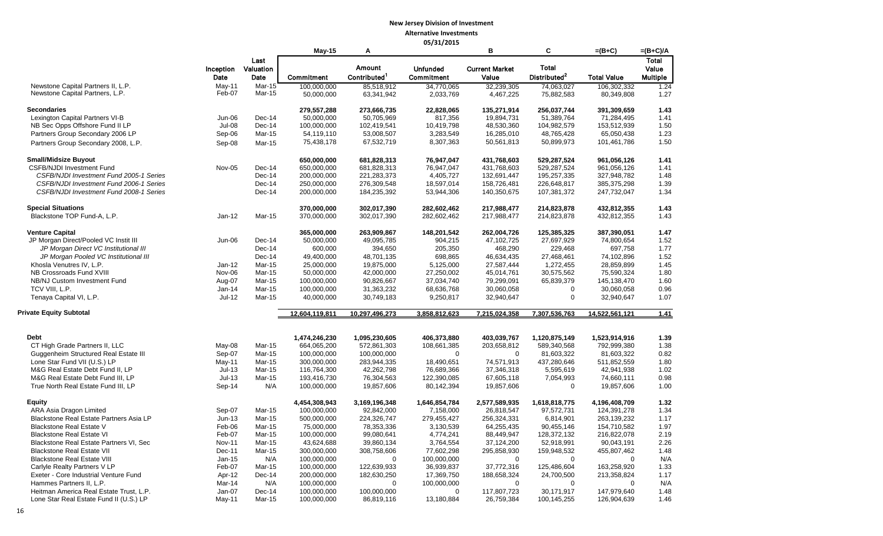# New Jersey Division of Investment

## Alternative Investments

### 05/31/2015

| | Inception Date | Last Valuation Date | May-15 Commitment | A Amount Contributed[1] | Unfunded Commitment | B Current Market Value | C Total Distributed[2] | =(B+C) Total Value | =(B+C)/A Total Value Multiple |
|---|---|---|---|---|---|---|---|---|---|
| Newstone Capital Partners II, L.P. | May-11 | Mar-15 | 100,000,000 | 85,518,912 | 34,770,065 | 32,239,305 | 74,063,027 | 106,302,332 | 1.24 |
| Newstone Capital Partners, L.P. | Feb-07 | Mar-15 | 50,000,000 | 63,341,942 | 2,033,769 | 4,467,225 | 75,882,583 | 80,349,808 | 1.27 |
| **Secondaries** | | | **279,557,288** | **273,666,735** | **22,828,065** | **135,271,914** | **256,037,744** | **391,309,659** | **1.43** |
| Lexington Capital Partners VI-B | Jun-06 | Dec-14 | 50,000,000 | 50,705,969 | 817,356 | 19,894,731 | 51,389,764 | 71,284,495 | 1.41 |
| NB Sec Opps Offshore Fund II LP | Jul-08 | Dec-14 | 100,000,000 | 102,419,541 | 10,419,798 | 48,530,360 | 104,982,579 | 153,512,939 | 1.50 |
| Partners Group Secondary 2006 LP | Sep-06 | Mar-15 | 54,119,110 | 53,008,507 | 3,283,549 | 16,285,010 | 48,765,428 | 65,050,438 | 1.23 |
| Partners Group Secondary 2008, L.P. | Sep-08 | Mar-15 | 75,438,178 | 67,532,719 | 8,307,363 | 50,561,813 | 50,899,973 | 101,461,786 | 1.50 |
| **Small/Midsize Buyout** | | | **650,000,000** | **681,828,313** | **76,947,047** | **431,768,603** | **529,287,524** | **961,056,126** | **1.41** |
| CSFB/NJDI Investment Fund | Nov-05 | Dec-14 | 650,000,000 | 681,828,313 | 76,947,047 | 431,768,603 | 529,287,524 | 961,056,126 | 1.41 |
| *CSFB/NJDI Investment Fund 2005-1 Series* | | Dec-14 | 200,000,000 | 221,283,373 | 4,405,727 | 132,691,447 | 195,257,335 | 327,948,782 | 1.48 |
| *CSFB/NJDI Investment Fund 2006-1 Series* | | Dec-14 | 250,000,000 | 276,309,548 | 18,597,014 | 158,726,481 | 226,648,817 | 385,375,298 | 1.39 |
| *CSFB/NJDI Investment Fund 2008-1 Series* | | Dec-14 | 200,000,000 | 184,235,392 | 53,944,306 | 140,350,675 | 107,381,372 | 247,732,047 | 1.34 |
| **Special Situations** | | | **370,000,000** | **302,017,390** | **282,602,462** | **217,988,477** | **214,823,878** | **432,812,355** | **1.43** |
| Blackstone TOP Fund-A, L.P. | Jan-12 | Mar-15 | 370,000,000 | 302,017,390 | 282,602,462 | 217,988,477 | 214,823,878 | 432,812,355 | 1.43 |
| **Venture Capital** | | | **365,000,000** | **263,909,867** | **148,201,542** | **262,004,726** | **125,385,325** | **387,390,051** | **1.47** |
| JP Morgan Direct/Pooled VC Instit III | Jun-06 | Dec-14 | 50,000,000 | 49,095,785 | 904,215 | 47,102,725 | 27,697,929 | 74,800,654 | 1.52 |
| *JP Morgan Direct VC Institutional III* | | Dec-14 | 600,000 | 394,650 | 205,350 | 468,290 | 229,468 | 697,758 | 1.77 |
| *JP Morgan Pooled VC Institutional III* | | Dec-14 | 49,400,000 | 48,701,135 | 698,865 | 46,634,435 | 27,468,461 | 74,102,896 | 1.52 |
| Khosla Venutres IV, L.P. | Jan-12 | Mar-15 | 25,000,000 | 19,875,000 | 5,125,000 | 27,587,444 | 1,272,455 | 28,859,899 | 1.45 |
| NB Crossroads Fund XVIII | Nov-06 | Mar-15 | 50,000,000 | 42,000,000 | 27,250,002 | 45,014,761 | 30,575,562 | 75,590,324 | 1.80 |
| NB/NJ Custom Investment Fund | Aug-07 | Mar-15 | 100,000,000 | 90,826,667 | 37,034,740 | 79,299,091 | 65,839,379 | 145,138,470 | 1.60 |
| TCV VIII, L.P. | Jan-14 | Mar-15 | 100,000,000 | 31,363,232 | 68,636,768 | 30,060,058 | 0 | 30,060,058 | 0.96 |
| Tenaya Capital VI, L.P. | Jul-12 | Mar-15 | 40,000,000 | 30,749,183 | 9,250,817 | 32,940,647 | 0 | 32,940,647 | 1.07 |
| **Private Equity Subtotal** | | | **12,604,119,811** | **10,297,496,273** | **3,858,812,623** | **7,215,024,358** | **7,307,536,763** | **14,522,561,121** | **1.41** |
| **Debt** | | | **1,474,246,230** | **1,095,230,605** | **406,373,880** | **403,039,767** | **1,120,875,149** | **1,523,914,916** | **1.39** |
| CT High Grade Partners II, LLC | May-08 | Mar-15 | 664,065,200 | 572,861,303 | 108,661,385 | 203,658,812 | 589,340,568 | 792,999,380 | 1.38 |
| Guggenheim Structured Real Estate III | Sep-07 | Mar-15 | 100,000,000 | 100,000,000 | 0 | 0 | 81,603,322 | 81,603,322 | 0.82 |
| Lone Star Fund VII (U.S.) LP | May-11 | Mar-15 | 300,000,000 | 283,944,335 | 18,490,651 | 74,571,913 | 437,280,646 | 511,852,559 | 1.80 |
| M&G Real Estate Debt Fund II, LP | Jul-13 | Mar-15 | 116,764,300 | 42,262,798 | 76,689,366 | 37,346,318 | 5,595,619 | 42,941,938 | 1.02 |
| M&G Real Estate Debt Fund III, LP | Jul-13 | Mar-15 | 193,416,730 | 76,304,563 | 122,390,085 | 67,605,118 | 7,054,993 | 74,660,111 | 0.98 |
| True North Real Estate Fund III, LP | Sep-14 | N/A | 100,000,000 | 19,857,606 | 80,142,394 | 19,857,606 | 0 | 19,857,606 | 1.00 |
| **Equity** | | | **4,454,308,943** | **3,169,196,348** | **1,646,854,784** | **2,577,589,935** | **1,618,818,775** | **4,196,408,709** | **1.32** |
| ARA Asia Dragon Limited | Sep-07 | Mar-15 | 100,000,000 | 92,842,000 | 7,158,000 | 26,818,547 | 97,572,731 | 124,391,278 | 1.34 |
| Blackstone Real Estate Partners Asia LP | Jun-13 | Mar-15 | 500,000,000 | 224,326,747 | 279,455,427 | 256,324,331 | 6,814,901 | 263,139,232 | 1.17 |
| Blackstone Real Estate V | Feb-06 | Mar-15 | 75,000,000 | 78,353,336 | 3,130,539 | 64,255,435 | 90,455,146 | 154,710,582 | 1.97 |
| Blackstone Real Estate VI | Feb-07 | Mar-15 | 100,000,000 | 99,080,641 | 4,774,241 | 88,449,947 | 128,372,132 | 216,822,078 | 2.19 |
| Blackstone Real Estate Partners VI, Sec | Nov-11 | Mar-15 | 43,624,688 | 39,860,134 | 3,764,554 | 37,124,200 | 52,918,991 | 90,043,191 | 2.26 |
| Blackstone Real Estate VII | Dec-11 | Mar-15 | 300,000,000 | 308,758,606 | 77,602,298 | 295,858,930 | 159,948,532 | 455,807,462 | 1.48 |
| Blackstone Real Estate VIII | Jan-15 | N/A | 100,000,000 | 0 | 100,000,000 | 0 | 0 | 0 | N/A |
| Carlyle Realty Partners V LP | Feb-07 | Mar-15 | 100,000,000 | 122,639,933 | 36,939,837 | 37,772,316 | 125,486,604 | 163,258,920 | 1.33 |
| Exeter - Core Industrial Venture Fund | Apr-12 | Dec-14 | 200,000,000 | 182,630,250 | 17,369,750 | 188,658,324 | 24,700,500 | 213,358,824 | 1.17 |
| Hammes Partners II, L.P. | Mar-14 | N/A | 100,000,000 | 0 | 100,000,000 | 0 | 0 | 0 | N/A |
| Heitman America Real Estate Trust, L.P. | Jan-07 | Dec-14 | 100,000,000 | 100,000,000 | 0 | 117,807,723 | 30,171,917 | 147,979,640 | 1.48 |
| Lone Star Real Estate Fund II (U.S.) LP | May-11 | Mar-15 | 100,000,000 | 86,819,116 | 13,180,884 | 26,759,384 | 100,145,255 | 126,904,639 | 1.46 |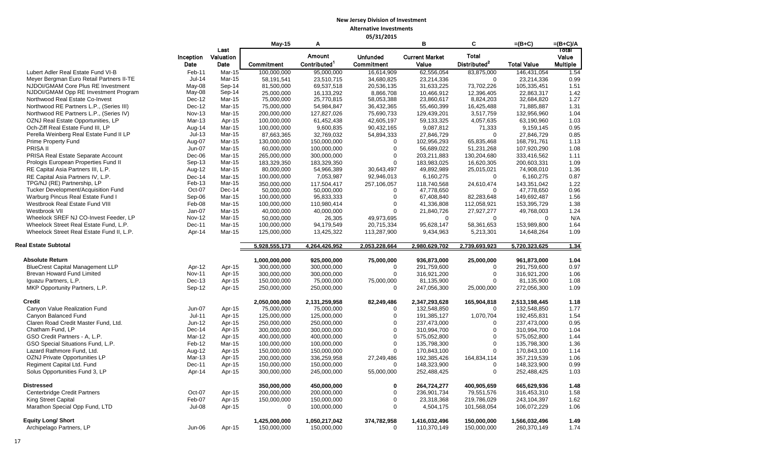# New Jersey Division of Investment

## Alternative Investments

### 05/31/2015

| | Inception Date | Last Valuation Date | May-15 Commitment | A Amount Contributed[1] | Unfunded Commitment | B Current Market Value | C Total Distributed[2] | =(B+C) Total Value | =(B+C)/A Total Value Multiple |
|---|---|---|---|---|---|---|---|---|---|
| Lubert Adler Real Estate Fund VI-B | Feb-11 | Mar-15 | 100,000,000 | 95,000,000 | 16,614,909 | 62,556,054 | 83,875,000 | 146,431,054 | 1.54 |
| Meyer Bergman Euro Retail Partners II-TE | Jul-14 | Mar-15 | 58,191,541 | 23,510,715 | 34,680,825 | 23,214,336 | 0 | 23,214,336 | 0.99 |
| NJDOI/GMAM Core Plus RE Investment | May-08 | Sep-14 | 81,500,000 | 69,537,518 | 20,536,135 | 31,633,225 | 73,702,226 | 105,335,451 | 1.51 |
| NJDOI/GMAM Opp RE Investment Program | May-08 | Sep-14 | 25,000,000 | 16,133,292 | 8,866,708 | 10,466,912 | 12,396,405 | 22,863,317 | 1.42 |
| Northwood Real Estate Co-Invest | Dec-12 | Mar-15 | 75,000,000 | 25,770,815 | 58,053,388 | 23,860,617 | 8,824,203 | 32,684,820 | 1.27 |
| Northwood RE Partners L.P., (Series III) | Dec-12 | Mar-15 | 75,000,000 | 54,984,847 | 36,432,365 | 55,460,399 | 16,425,488 | 71,885,887 | 1.31 |
| Northwood RE Partners L.P., (Series IV) | Nov-13 | Mar-15 | 200,000,000 | 127,827,026 | 75,690,733 | 129,439,201 | 3,517,759 | 132,956,960 | 1.04 |
| OZNJ Real Estate Opportunities, LP | Mar-13 | Apr-15 | 100,000,000 | 61,452,438 | 42,605,197 | 59,133,325 | 4,057,635 | 63,190,960 | 1.03 |
| Och-Ziff Real Estate Fund III, LP | Aug-14 | Mar-15 | 100,000,000 | 9,600,835 | 90,432,165 | 9,087,812 | 71,333 | 9,159,145 | 0.95 |
| Perella Weinberg Real Estate Fund II LP | Jul-13 | Mar-15 | 87,663,365 | 32,769,032 | 54,894,333 | 27,846,729 | 0 | 27,846,729 | 0.85 |
| Prime Property Fund | Aug-07 | Mar-15 | 130,000,000 | 150,000,000 | 0 | 102,956,293 | 65,835,468 | 168,791,761 | 1.13 |
| PRISA II | Jun-07 | Mar-15 | 60,000,000 | 100,000,000 | 0 | 56,689,022 | 51,231,268 | 107,920,290 | 1.08 |
| PRISA Real Estate Separate Account | Dec-06 | Mar-15 | 265,000,000 | 300,000,000 | 0 | 203,211,883 | 130,204,680 | 333,416,562 | 1.11 |
| Prologis European Properties Fund II | Sep-13 | Mar-15 | 183,329,350 | 183,329,350 | 0 | 183,983,025 | 16,620,305 | 200,603,331 | 1.09 |
| RE Capital Asia Partners III, L.P. | Aug-12 | Mar-15 | 80,000,000 | 54,966,389 | 30,643,497 | 49,892,989 | 25,015,021 | 74,908,010 | 1.36 |
| RE Capital Asia Partners IV, L.P. | Dec-14 | Mar-15 | 100,000,000 | 7,053,987 | 92,946,013 | 6,160,275 | 0 | 6,160,275 | 0.87 |
| TPG/NJ (RE) Partnership, LP | Feb-13 | Mar-15 | 350,000,000 | 117,504,417 | 257,106,057 | 118,740,568 | 24,610,474 | 143,351,042 | 1.22 |
| Tucker Development/Acquisition Fund | Oct-07 | Dec-14 | 50,000,000 | 50,000,000 | 0 | 47,778,650 | 0 | 47,778,650 | 0.96 |
| Warburg Pincus Real Estate Fund I | Sep-06 | Mar-15 | 100,000,000 | 95,833,333 | 0 | 67,408,840 | 82,283,648 | 149,692,487 | 1.56 |
| Westbrook Real Estate Fund VIII | Feb-08 | Mar-15 | 100,000,000 | 110,980,414 | 0 | 41,336,808 | 112,058,921 | 153,395,729 | 1.38 |
| Westbrook VII | Jan-07 | Mar-15 | 40,000,000 | 40,000,000 | 0 | 21,840,726 | 27,927,277 | 49,768,003 | 1.24 |
| Wheelock SREF NJ CO-Invest Feeder, LP | Nov-12 | Mar-15 | 50,000,000 | 26,305 | 49,973,695 | 0 | 0 | 0 | N/A |
| Wheelock Street Real Estate Fund, L.P. | Dec-11 | Mar-15 | 100,000,000 | 94,179,549 | 20,715,334 | 95,628,147 | 58,361,653 | 153,989,800 | 1.64 |
| Wheelock Street Real Estate Fund II, L.P. | Apr-14 | Mar-15 | 125,000,000 | 13,425,322 | 113,287,900 | 9,434,963 | 5,213,301 | 14,648,264 | 1.09 |
| **Real Estate Subtotal** | | | **5,928,555,173** | **4,264,426,952** | **2,053,228,664** | **2,980,629,702** | **2,739,693,923** | **5,720,323,625** | **1.34** |
| **Absolute Return** | | | **1,000,000,000** | **925,000,000** | **75,000,000** | **936,873,000** | **25,000,000** | **961,873,000** | **1.04** |
| BlueCrest Capital Management LLP | Apr-12 | Apr-15 | 300,000,000 | 300,000,000 | 0 | 291,759,600 | 0 | 291,759,600 | 0.97 |
| Brevan Howard Fund Limited | Nov-11 | Apr-15 | 300,000,000 | 300,000,000 | 0 | 316,921,200 | 0 | 316,921,200 | 1.06 |
| Iguazu Partners, L.P. | Dec-13 | Apr-15 | 150,000,000 | 75,000,000 | 75,000,000 | 81,135,900 | 0 | 81,135,900 | 1.08 |
| MKP Opportunity Partners, L.P. | Sep-12 | Apr-15 | 250,000,000 | 250,000,000 | 0 | 247,056,300 | 25,000,000 | 272,056,300 | 1.09 |
| **Credit** | | | **2,050,000,000** | **2,131,259,958** | **82,249,486** | **2,347,293,628** | **165,904,818** | **2,513,198,445** | **1.18** |
| Canyon Value Realization Fund | Jun-07 | Apr-15 | 75,000,000 | 75,000,000 | 0 | 132,548,850 | 0 | 132,548,850 | 1.77 |
| Canyon Balanced Fund | Jul-11 | Apr-15 | 125,000,000 | 125,000,000 | 0 | 191,385,127 | 1,070,704 | 192,455,831 | 1.54 |
| Claren Road Credit Master Fund, Ltd. | Jun-12 | Apr-15 | 250,000,000 | 250,000,000 | 0 | 237,473,000 | 0 | 237,473,000 | 0.95 |
| Chatham Fund, LP | Dec-14 | Apr-15 | 300,000,000 | 300,000,000 | 0 | 310,994,700 | 0 | 310,994,700 | 1.04 |
| GSO Credit Partners - A, L.P. | Mar-12 | Apr-15 | 400,000,000 | 400,000,000 | 0 | 575,052,800 | 0 | 575,052,800 | 1.44 |
| GSO Special Situations Fund, L.P. | Feb-12 | Mar-15 | 100,000,000 | 100,000,000 | 0 | 135,798,300 | 0 | 135,798,300 | 1.36 |
| Lazard Rathmore Fund, Ltd. | Aug-12 | Apr-15 | 150,000,000 | 150,000,000 | 0 | 170,843,100 | 0 | 170,843,100 | 1.14 |
| OZNJ Private Opportunities LP | Mar-13 | Apr-15 | 200,000,000 | 336,259,958 | 27,249,486 | 192,385,426 | 164,834,114 | 357,219,539 | 1.06 |
| Regiment Capital Ltd. Fund | Dec-11 | Apr-15 | 150,000,000 | 150,000,000 | 0 | 148,323,900 | 0 | 148,323,900 | 0.99 |
| Solus Opportunities Fund 3, LP | Apr-14 | Apr-15 | 300,000,000 | 245,000,000 | 55,000,000 | 252,488,425 | 0 | 252,488,425 | 1.03 |
| **Distressed** | | | **350,000,000** | **450,000,000** | **0** | **264,724,277** | **400,905,659** | **665,629,936** | **1.48** |
| Centerbridge Credit Partners | Oct-07 | Apr-15 | 200,000,000 | 200,000,000 | 0 | 236,901,734 | 79,551,576 | 316,453,310 | 1.58 |
| King Street Capital | Feb-07 | Apr-15 | 150,000,000 | 150,000,000 | 0 | 23,318,368 | 219,786,029 | 243,104,397 | 1.62 |
| Marathon Special Opp Fund, LTD | Jul-08 | Apr-15 | 0 | 100,000,000 | 0 | 4,504,175 | 101,568,054 | 106,072,229 | 1.06 |
| **Equity Long/ Short** | | | **1,425,000,000** | **1,050,217,042** | **374,782,958** | **1,416,032,496** | **150,000,000** | **1,566,032,496** | **1.49** |
| Archipelago Partners, LP | Jun-06 | Apr-15 | 150,000,000 | 150,000,000 | 0 | 110,370,149 | 150,000,000 | 260,370,149 | 1.74 |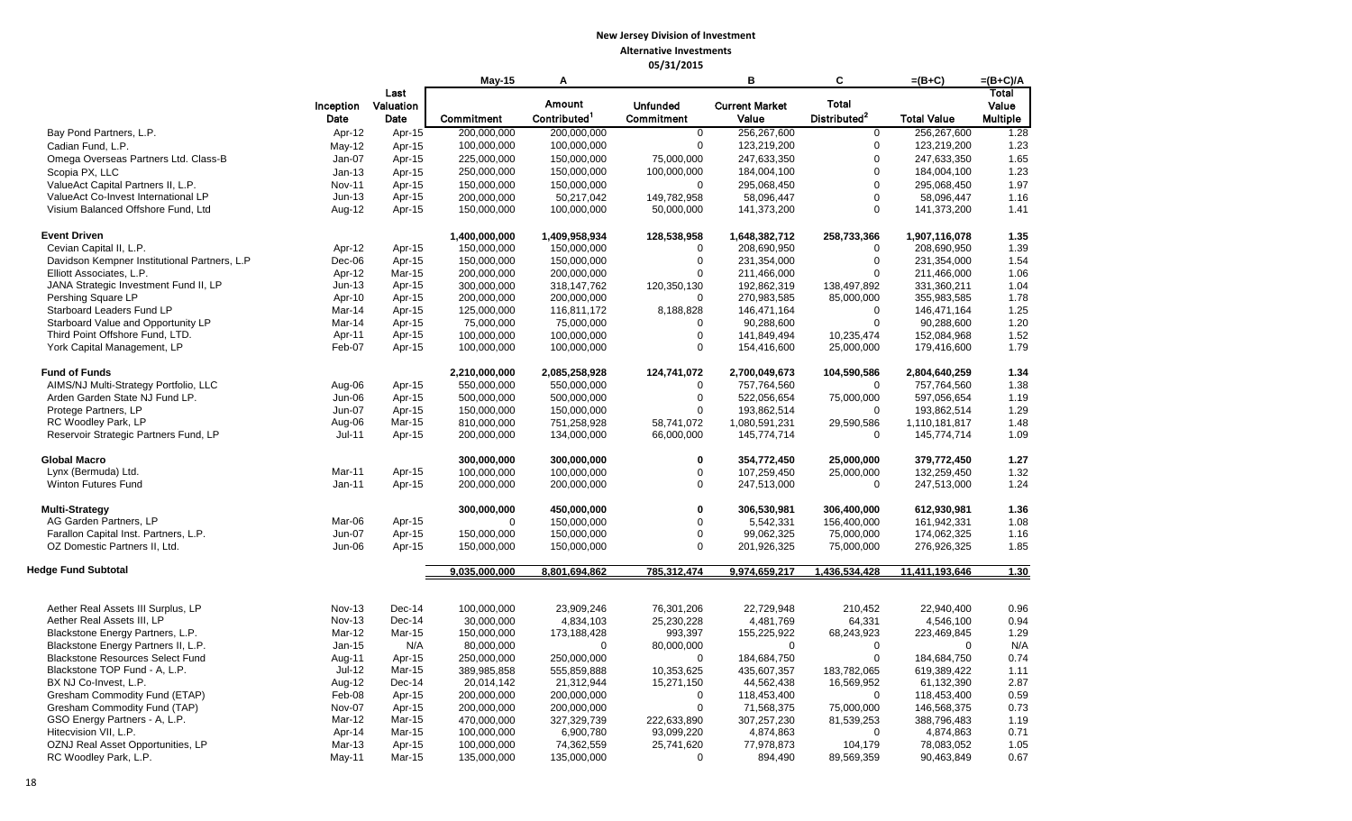# New Jersey Division of Investment

## Alternative Investments

### 05/31/2015

| | | | May-15 | A | | B | C | =(B+C) | =(B+C)/A |
|---|---|---|---|---|---|---|---|---|---|
| | Inception Date | Last Valuation Date | Commitment | Amount Contributed[1] | Unfunded Commitment | Current Market Value | Total Distributed[2] | Total Value | Total Value Multiple |
| Bay Pond Partners, L.P. | Apr-12 | Apr-15 | 200,000,000 | 200,000,000 | 0 | 256,267,600 | 0 | 256,267,600 | 1.28 |
| Cadian Fund, L.P. | May-12 | Apr-15 | 100,000,000 | 100,000,000 | 0 | 123,219,200 | 0 | 123,219,200 | 1.23 |
| Omega Overseas Partners Ltd. Class-B | Jan-07 | Apr-15 | 225,000,000 | 150,000,000 | 75,000,000 | 247,633,350 | 0 | 247,633,350 | 1.65 |
| Scopia PX, LLC | Jan-13 | Apr-15 | 250,000,000 | 150,000,000 | 100,000,000 | 184,004,100 | 0 | 184,004,100 | 1.23 |
| ValueAct Capital Partners II, L.P. | Nov-11 | Apr-15 | 150,000,000 | 150,000,000 | 0 | 295,068,450 | 0 | 295,068,450 | 1.97 |
| ValueAct Co-Invest International LP | Jun-13 | Apr-15 | 200,000,000 | 50,217,042 | 149,782,958 | 58,096,447 | 0 | 58,096,447 | 1.16 |
| Visium Balanced Offshore Fund, Ltd | Aug-12 | Apr-15 | 150,000,000 | 100,000,000 | 50,000,000 | 141,373,200 | 0 | 141,373,200 | 1.41 |
| **Event Driven** | | | **1,400,000,000** | **1,409,958,934** | **128,538,958** | **1,648,382,712** | **258,733,366** | **1,907,116,078** | **1.35** |
| Cevian Capital II, L.P. | Apr-12 | Apr-15 | 150,000,000 | 150,000,000 | 0 | 208,690,950 | 0 | 208,690,950 | 1.39 |
| Davidson Kempner Institutional Partners, L.P | Dec-06 | Apr-15 | 150,000,000 | 150,000,000 | 0 | 231,354,000 | 0 | 231,354,000 | 1.54 |
| Elliott Associates, L.P. | Apr-12 | Mar-15 | 200,000,000 | 200,000,000 | 0 | 211,466,000 | 0 | 211,466,000 | 1.06 |
| JANA Strategic Investment Fund II, LP | Jun-13 | Apr-15 | 300,000,000 | 318,147,762 | 120,350,130 | 192,862,319 | 138,497,892 | 331,360,211 | 1.04 |
| Pershing Square LP | Apr-10 | Apr-15 | 200,000,000 | 200,000,000 | 0 | 270,983,585 | 85,000,000 | 355,983,585 | 1.78 |
| Starboard Leaders Fund LP | Mar-14 | Apr-15 | 125,000,000 | 116,811,172 | 8,188,828 | 146,471,164 | 0 | 146,471,164 | 1.25 |
| Starboard Value and Opportunity LP | Mar-14 | Apr-15 | 75,000,000 | 75,000,000 | 0 | 90,288,600 | 0 | 90,288,600 | 1.20 |
| Third Point Offshore Fund, LTD. | Apr-11 | Apr-15 | 100,000,000 | 100,000,000 | 0 | 141,849,494 | 10,235,474 | 152,084,968 | 1.52 |
| York Capital Management, LP | Feb-07 | Apr-15 | 100,000,000 | 100,000,000 | 0 | 154,416,600 | 25,000,000 | 179,416,600 | 1.79 |
| **Fund of Funds** | | | **2,210,000,000** | **2,085,258,928** | **124,741,072** | **2,700,049,673** | **104,590,586** | **2,804,640,259** | **1.34** |
| AIMS/NJ Multi-Strategy Portfolio, LLC | Aug-06 | Apr-15 | 550,000,000 | 550,000,000 | 0 | 757,764,560 | 0 | 757,764,560 | 1.38 |
| Arden Garden State NJ Fund LP. | Jun-06 | Apr-15 | 500,000,000 | 500,000,000 | 0 | 522,056,654 | 75,000,000 | 597,056,654 | 1.19 |
| Protege Partners, LP | Jun-07 | Apr-15 | 150,000,000 | 150,000,000 | 0 | 193,862,514 | 0 | 193,862,514 | 1.29 |
| RC Woodley Park, LP | Aug-06 | Mar-15 | 810,000,000 | 751,258,928 | 58,741,072 | 1,080,591,231 | 29,590,586 | 1,110,181,817 | 1.48 |
| Reservoir Strategic Partners Fund, LP | Jul-11 | Apr-15 | 200,000,000 | 134,000,000 | 66,000,000 | 145,774,714 | 0 | 145,774,714 | 1.09 |
| **Global Macro** | | | **300,000,000** | **300,000,000** | **0** | **354,772,450** | **25,000,000** | **379,772,450** | **1.27** |
| Lynx (Bermuda) Ltd. | Mar-11 | Apr-15 | 100,000,000 | 100,000,000 | 0 | 107,259,450 | 25,000,000 | 132,259,450 | 1.32 |
| Winton Futures Fund | Jan-11 | Apr-15 | 200,000,000 | 200,000,000 | 0 | 247,513,000 | 0 | 247,513,000 | 1.24 |
| **Multi-Strategy** | | | **300,000,000** | **450,000,000** | **0** | **306,530,981** | **306,400,000** | **612,930,981** | **1.36** |
| AG Garden Partners, LP | Mar-06 | Apr-15 | 0 | 150,000,000 | 0 | 5,542,331 | 156,400,000 | 161,942,331 | 1.08 |
| Farallon Capital Inst. Partners, L.P. | Jun-07 | Apr-15 | 150,000,000 | 150,000,000 | 0 | 99,062,325 | 75,000,000 | 174,062,325 | 1.16 |
| OZ Domestic Partners II, Ltd. | Jun-06 | Apr-15 | 150,000,000 | 150,000,000 | 0 | 201,926,325 | 75,000,000 | 276,926,325 | 1.85 |
| **Hedge Fund Subtotal** | | | **9,035,000,000** | **8,801,694,862** | **785,312,474** | **9,974,659,217** | **1,436,534,428** | **11,411,193,646** | **1.30** |
| Aether Real Assets III Surplus, LP | Nov-13 | Dec-14 | 100,000,000 | 23,909,246 | 76,301,206 | 22,729,948 | 210,452 | 22,940,400 | 0.96 |
| Aether Real Assets III, LP | Nov-13 | Dec-14 | 30,000,000 | 4,834,103 | 25,230,228 | 4,481,769 | 64,331 | 4,546,100 | 0.94 |
| Blackstone Energy Partners, L.P. | Mar-12 | Mar-15 | 150,000,000 | 173,188,428 | 993,397 | 155,225,922 | 68,243,923 | 223,469,845 | 1.29 |
| Blackstone Energy Partners II, L.P. | Jan-15 | N/A | 80,000,000 | 0 | 80,000,000 | 0 | 0 | 0 | N/A |
| Blackstone Resources Select Fund | Aug-11 | Apr-15 | 250,000,000 | 250,000,000 | 0 | 184,684,750 | 0 | 184,684,750 | 0.74 |
| Blackstone TOP Fund - A, L.P. | Jul-12 | Mar-15 | 389,985,858 | 555,859,888 | 10,353,625 | 435,607,357 | 183,782,065 | 619,389,422 | 1.11 |
| BX NJ Co-Invest, L.P. | Aug-12 | Dec-14 | 20,014,142 | 21,312,944 | 15,271,150 | 44,562,438 | 16,569,952 | 61,132,390 | 2.87 |
| Gresham Commodity Fund (ETAP) | Feb-08 | Apr-15 | 200,000,000 | 200,000,000 | 0 | 118,453,400 | 0 | 118,453,400 | 0.59 |
| Gresham Commodity Fund (TAP) | Nov-07 | Apr-15 | 200,000,000 | 200,000,000 | 0 | 71,568,375 | 75,000,000 | 146,568,375 | 0.73 |
| GSO Energy Partners - A, L.P. | Mar-12 | Mar-15 | 470,000,000 | 327,329,739 | 222,633,890 | 307,257,230 | 81,539,253 | 388,796,483 | 1.19 |
| Hitecvision VII, L.P. | Apr-14 | Mar-15 | 100,000,000 | 6,900,780 | 93,099,220 | 4,874,863 | 0 | 4,874,863 | 0.71 |
| OZNJ Real Asset Opportunities, LP | Mar-13 | Apr-15 | 100,000,000 | 74,362,559 | 25,741,620 | 77,978,873 | 104,179 | 78,083,052 | 1.05 |
| RC Woodley Park, L.P. | May-11 | Mar-15 | 135,000,000 | 135,000,000 | 0 | 894,490 | 89,569,359 | 90,463,849 | 0.67 |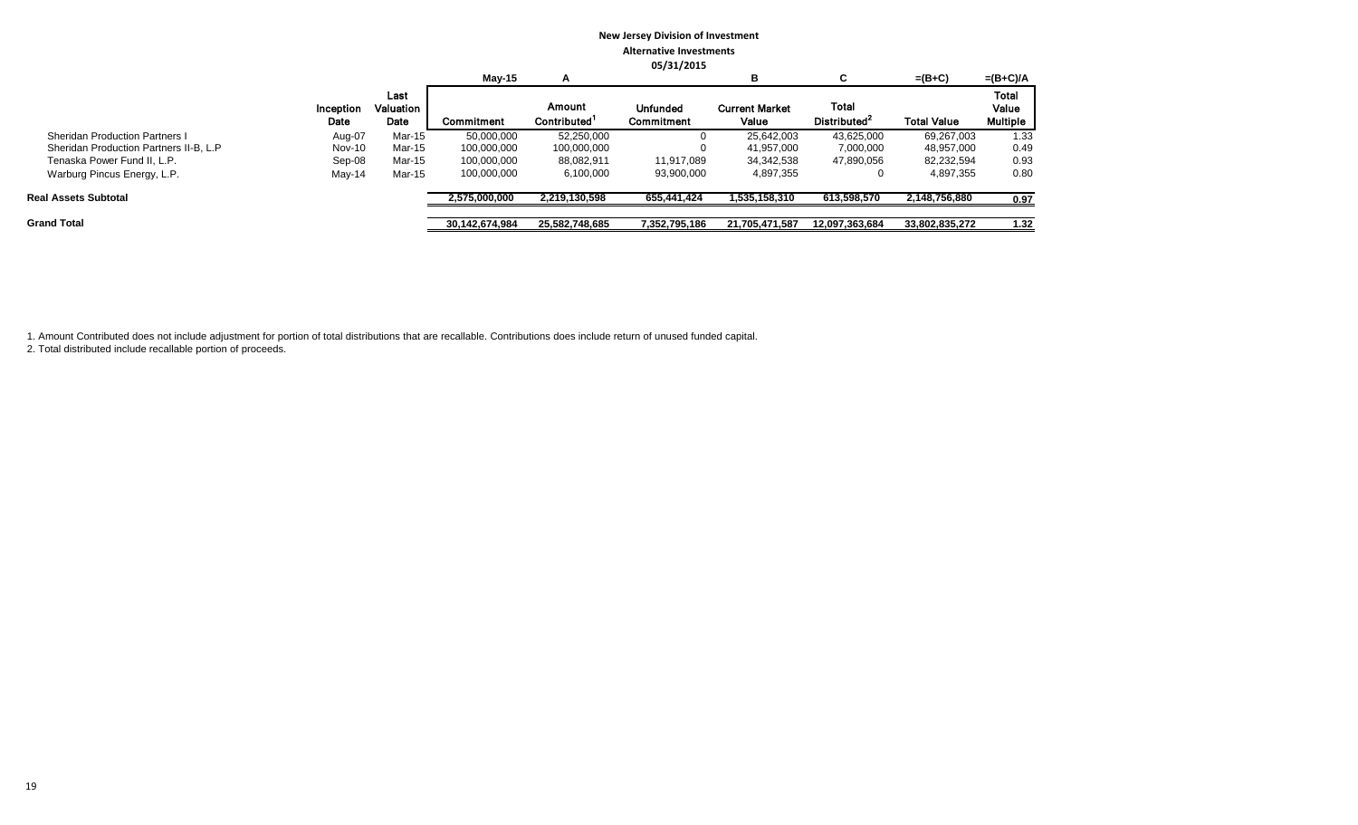**New Jersey Division of Investment**
**Alternative Investments**
**05/31/2015**

| | Inception Date | Last Valuation Date | May-15 Commitment | A Amount Contributed[1] | Unfunded Commitment | B Current Market Value | C Total Distributed[2] | =(B+C) Total Value | =(B+C)/A Total Value Multiple |
|---|---|---|---|---|---|---|---|---|---|
| Sheridan Production Partners I | Aug-07 | Mar-15 | 50,000,000 | 52,250,000 | 0 | 25,642,003 | 43,625,000 | 69,267,003 | 1.33 |
| Sheridan Production Partners II-B, L.P | Nov-10 | Mar-15 | 100,000,000 | 100,000,000 | 0 | 41,957,000 | 7,000,000 | 48,957,000 | 0.49 |
| Tenaska Power Fund II, L.P. | Sep-08 | Mar-15 | 100,000,000 | 88,082,911 | 11,917,089 | 34,342,538 | 47,890,056 | 82,232,594 | 0.93 |
| Warburg Pincus Energy, L.P. | May-14 | Mar-15 | 100,000,000 | 6,100,000 | 93,900,000 | 4,897,355 | 0 | 4,897,355 | 0.80 |
| **Real Assets Subtotal** | | | **2,575,000,000** | **2,219,130,598** | **655,441,424** | **1,535,158,310** | **613,598,570** | **2,148,756,880** | **0.97** |
| **Grand Total** | | | **30,142,674,984** | **25,582,748,685** | **7,352,795,186** | **21,705,471,587** | **12,097,363,684** | **33,802,835,272** | **1.32** |

1. Amount Contributed does not include adjustment for portion of total distributions that are recallable. Contributions does include return of unused funded capital.
2. Total distributed include recallable portion of proceeds.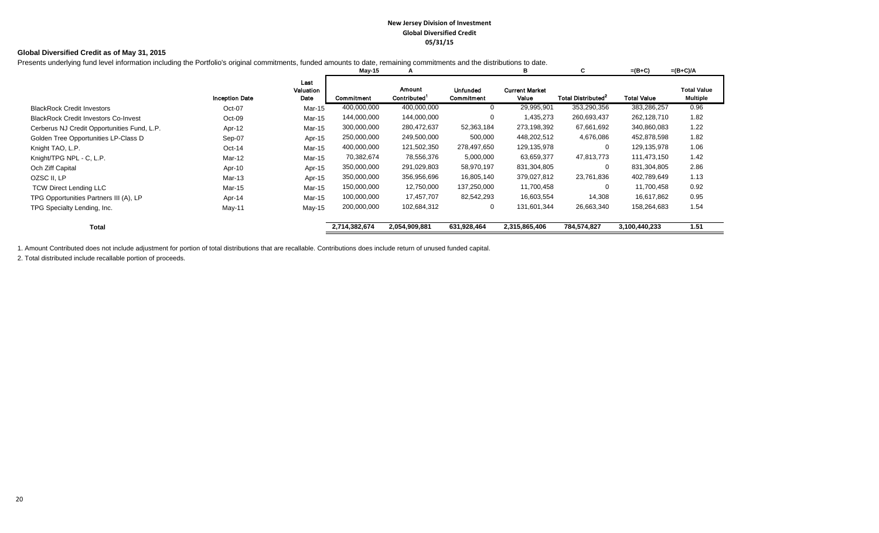**New Jersey Division of Investment**
**Global Diversified Credit**
**05/31/15**

**Global Diversified Credit as of May 31, 2015**

Presents underlying fund level information including the Portfolio's original commitments, funded amounts to date, remaining commitments and the distributions to date.

| | | | May-15 | A | | B | C | =(B+C) | =(B+C)/A |
|---|---|---|---|---|---|---|---|---|---|
| | Inception Date | Last Valuation Date | Commitment | Amount Contributed[1] | Unfunded Commitment | Current Market Value | Total Distributed[2] | Total Value | Total Value Multiple |
| BlackRock Credit Investors | Oct-07 | Mar-15 | 400,000,000 | 400,000,000 | 0 | 29,995,901 | 353,290,356 | 383,286,257 | 0.96 |
| BlackRock Credit Investors Co-Invest | Oct-09 | Mar-15 | 144,000,000 | 144,000,000 | 0 | 1,435,273 | 260,693,437 | 262,128,710 | 1.82 |
| Cerberus NJ Credit Opportunities Fund, L.P. | Apr-12 | Mar-15 | 300,000,000 | 280,472,637 | 52,363,184 | 273,198,392 | 67,661,692 | 340,860,083 | 1.22 |
| Golden Tree Opportunities LP-Class D | Sep-07 | Apr-15 | 250,000,000 | 249,500,000 | 500,000 | 448,202,512 | 4,676,086 | 452,878,598 | 1.82 |
| Knight TAO, L.P. | Oct-14 | Mar-15 | 400,000,000 | 121,502,350 | 278,497,650 | 129,135,978 | 0 | 129,135,978 | 1.06 |
| Knight/TPG NPL - C, L.P. | Mar-12 | Mar-15 | 70,382,674 | 78,556,376 | 5,000,000 | 63,659,377 | 47,813,773 | 111,473,150 | 1.42 |
| Och Ziff Capital | Apr-10 | Apr-15 | 350,000,000 | 291,029,803 | 58,970,197 | 831,304,805 | 0 | 831,304,805 | 2.86 |
| OZSC II, LP | Mar-13 | Apr-15 | 350,000,000 | 356,956,696 | 16,805,140 | 379,027,812 | 23,761,836 | 402,789,649 | 1.13 |
| TCW Direct Lending LLC | Mar-15 | Mar-15 | 150,000,000 | 12,750,000 | 137,250,000 | 11,700,458 | 0 | 11,700,458 | 0.92 |
| TPG Opportunities Partners III (A), LP | Apr-14 | Mar-15 | 100,000,000 | 17,457,707 | 82,542,293 | 16,603,554 | 14,308 | 16,617,862 | 0.95 |
| TPG Specialty Lending, Inc. | May-11 | May-15 | 200,000,000 | 102,684,312 | 0 | 131,601,344 | 26,663,340 | 158,264,683 | 1.54 |
| **Total** | | | **2,714,382,674** | **2,054,909,881** | **631,928,464** | **2,315,865,406** | **784,574,827** | **3,100,440,233** | **1.51** |

1. Amount Contributed does not include adjustment for portion of total distributions that are recallable. Contributions does include return of unused funded capital.

2. Total distributed include recallable portion of proceeds.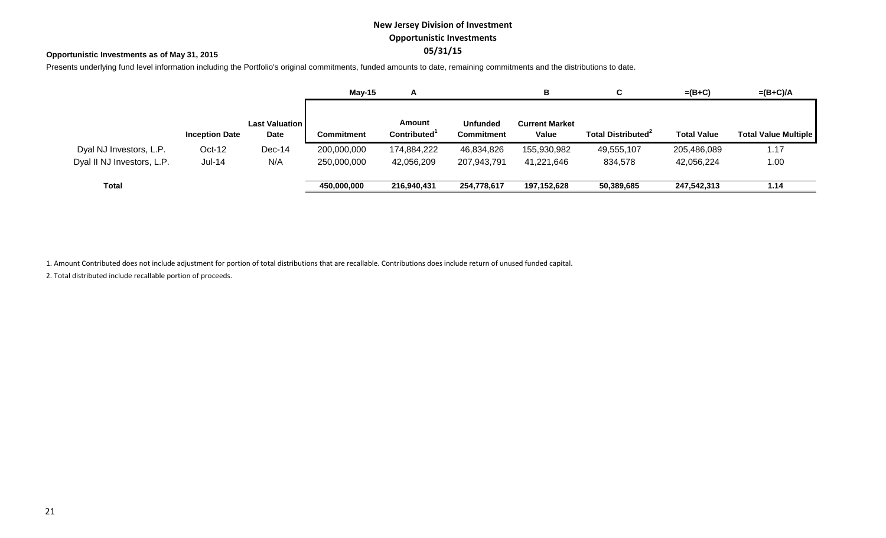# New Jersey Division of Investment

## Opportunistic Investments

## 05/31/15

**Opportunistic Investments as of May 31, 2015**

Presents underlying fund level information including the Portfolio's original commitments, funded amounts to date, remaining commitments and the distributions to date.

| | | | May-15 | A | | B | C | =(B+C) | =(B+C)/A |
|---|---|---|---|---|---|---|---|---|---|
| | Inception Date | Last Valuation Date | Commitment | Amount Contributed[1] | Unfunded Commitment | Current Market Value | Total Distributed[2] | Total Value | Total Value Multiple |
| Dyal NJ Investors, L.P. | Oct-12 | Dec-14 | 200,000,000 | 174,884,222 | 46,834,826 | 155,930,982 | 49,555,107 | 205,486,089 | 1.17 |
| Dyal II NJ Investors, L.P. | Jul-14 | N/A | 250,000,000 | 42,056,209 | 207,943,791 | 41,221,646 | 834,578 | 42,056,224 | 1.00 |
| **Total** | | | **450,000,000** | **216,940,431** | **254,778,617** | **197,152,628** | **50,389,685** | **247,542,313** | **1.14** |

1. Amount Contributed does not include adjustment for portion of total distributions that are recallable. Contributions does include return of unused funded capital.

2. Total distributed include recallable portion of proceeds.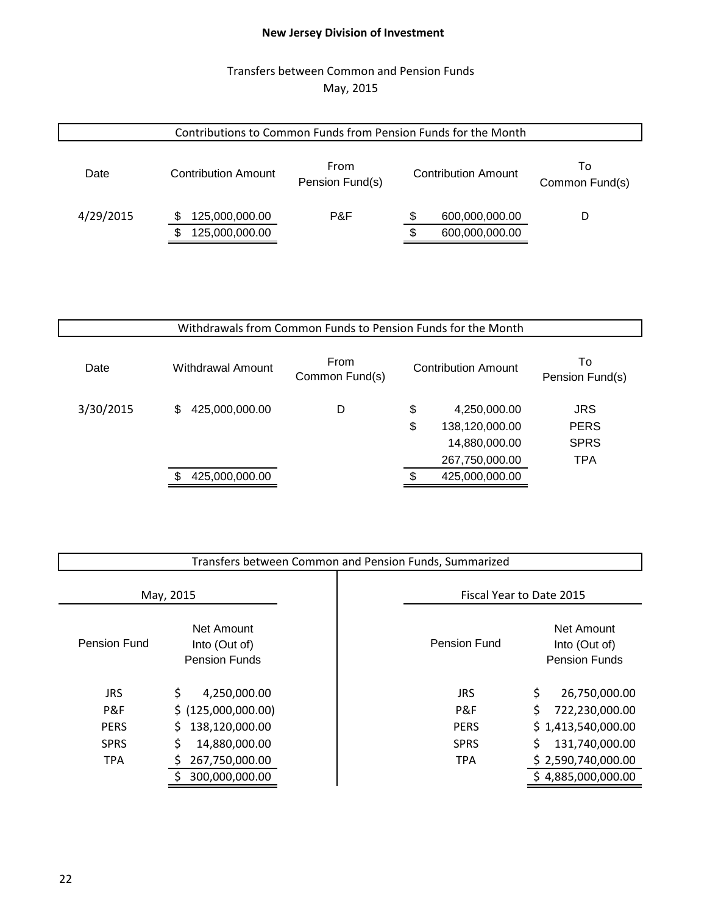**New Jersey Division of Investment**

Transfers between Common and Pension Funds
May, 2015

### Contributions to Common Funds from Pension Funds for the Month

| Date | Contribution Amount | From Pension Fund(s) | Contribution Amount | To Common Fund(s) |
|---|---|---|---|---|
| 4/29/2015 | $ 125,000,000.00 | P&F | $ 600,000,000.00 | D |
| | $ 125,000,000.00 | | $ 600,000,000.00 | |

### Withdrawals from Common Funds to Pension Funds for the Month

| Date | Withdrawal Amount | From Common Fund(s) | Contribution Amount | To Pension Fund(s) |
|---|---|---|---|---|
| 3/30/2015 | $ 425,000,000.00 | D | $ 4,250,000.00 | JRS |
| | | | $ 138,120,000.00 | PERS |
| | | | 14,880,000.00 | SPRS |
| | | | 267,750,000.00 | TPA |
| | $ 425,000,000.00 | | $ 425,000,000.00 | |

### Transfers between Common and Pension Funds, Summarized

| May, 2015 | | Fiscal Year to Date 2015 | |
|---|---|---|---|
| Pension Fund | Net Amount Into (Out of) Pension Funds | Pension Fund | Net Amount Into (Out of) Pension Funds |
| JRS | $ 4,250,000.00 | JRS | $ 26,750,000.00 |
| P&F | $ (125,000,000.00) | P&F | $ 722,230,000.00 |
| PERS | $ 138,120,000.00 | PERS | $ 1,413,540,000.00 |
| SPRS | $ 14,880,000.00 | SPRS | $ 131,740,000.00 |
| TPA | $ 267,750,000.00 | TPA | $ 2,590,740,000.00 |
| | $ 300,000,000.00 | | $ 4,885,000,000.00 |